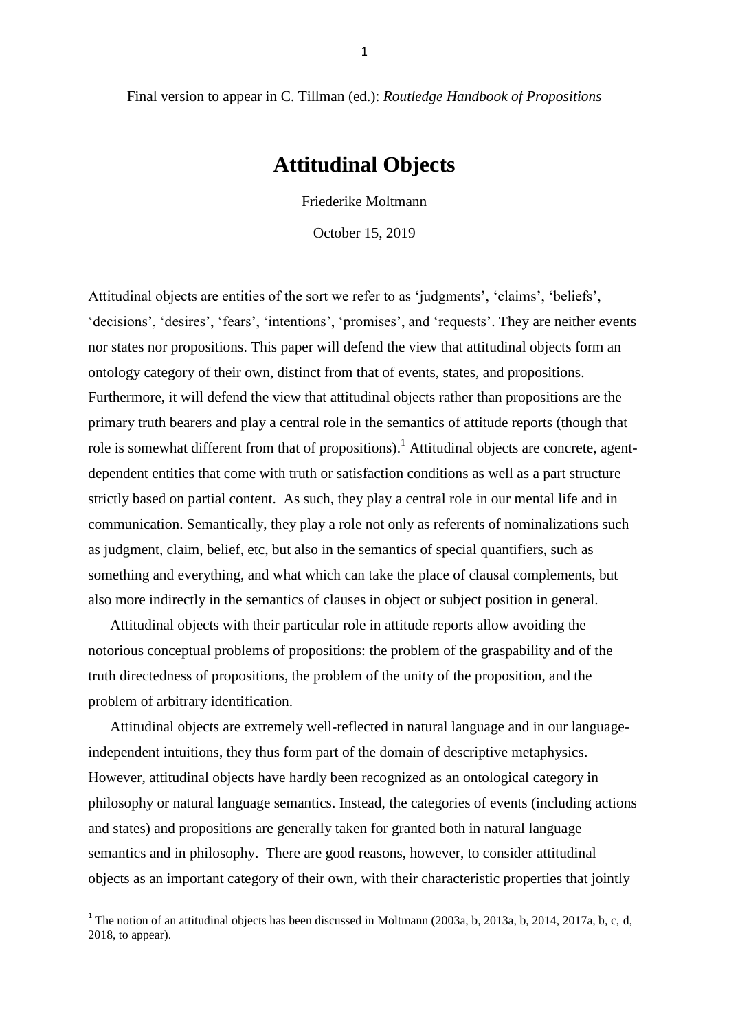Final version to appear in C. Tillman (ed.): *Routledge Handbook of Propositions*

# Attitudinal Objects

Friederike Moltmann

October 15, 2019

Attitudinal objects are entities of the sort we refer to as 'judgments', 'claims', 'beliefs', 'decisions', 'desires', 'fears', 'intentions', 'promises', and 'requests'. They are neither events nor states nor propositions. This paper will defend the view that attitudinal objects form an ontology category of their own, distinct from that of events, states, and propositions. Furthermore, it will defend the view that attitudinal objects rather than propositions are the primary truth bearers and play a central role in the semantics of attitude reports (though that role is somewhat different from that of propositions).[1] Attitudinal objects are concrete, agent-dependent entities that come with truth or satisfaction conditions as well as a part structure strictly based on partial content. As such, they play a central role in our mental life and in communication. Semantically, they play a role not only as referents of nominalizations such as judgment, claim, belief, etc, but also in the semantics of special quantifiers, such as something and everything, and what which can take the place of clausal complements, but also more indirectly in the semantics of clauses in object or subject position in general.

Attitudinal objects with their particular role in attitude reports allow avoiding the notorious conceptual problems of propositions: the problem of the graspability and of the truth directedness of propositions, the problem of the unity of the proposition, and the problem of arbitrary identification.

Attitudinal objects are extremely well-reflected in natural language and in our language-independent intuitions, they thus form part of the domain of descriptive metaphysics. However, attitudinal objects have hardly been recognized as an ontological category in philosophy or natural language semantics. Instead, the categories of events (including actions and states) and propositions are generally taken for granted both in natural language semantics and in philosophy. There are good reasons, however, to consider attitudinal objects as an important category of their own, with their characteristic properties that jointly

---

[1] The notion of an attitudinal objects has been discussed in Moltmann (2003a, b, 2013a, b, 2014, 2017a, b, c, d, 2018, to appear).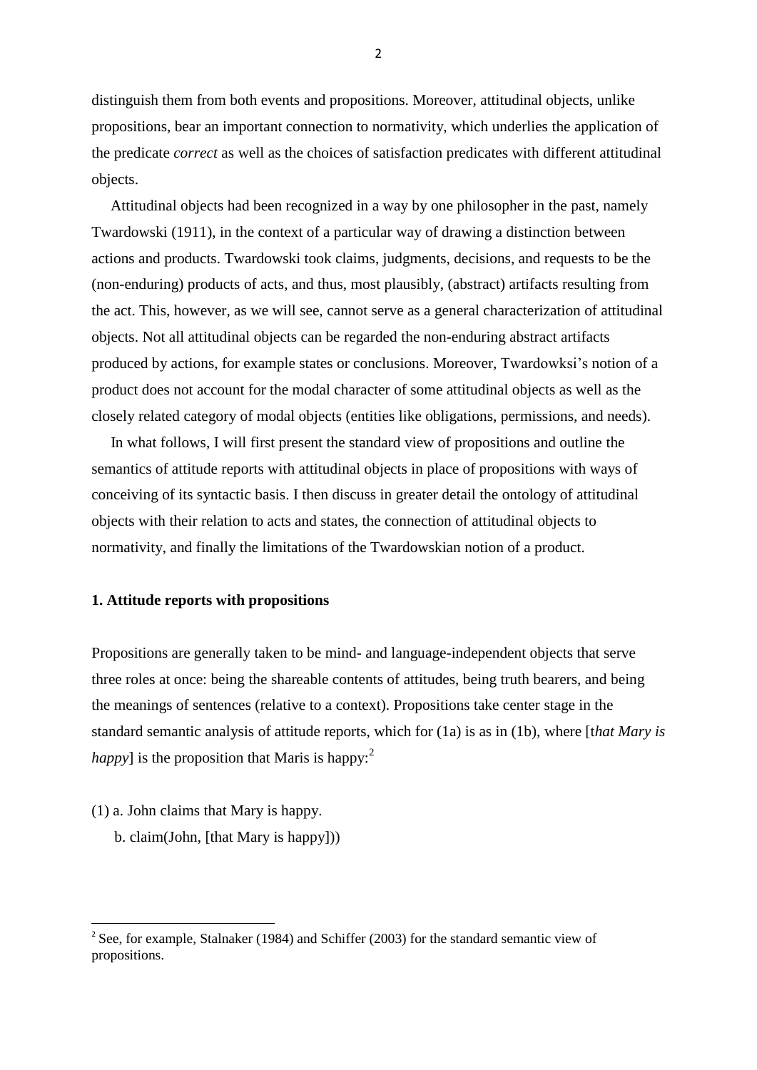distinguish them from both events and propositions. Moreover, attitudinal objects, unlike propositions, bear an important connection to normativity, which underlies the application of the predicate *correct* as well as the choices of satisfaction predicates with different attitudinal objects.

Attitudinal objects had been recognized in a way by one philosopher in the past, namely Twardowski (1911), in the context of a particular way of drawing a distinction between actions and products. Twardowski took claims, judgments, decisions, and requests to be the (non-enduring) products of acts, and thus, most plausibly, (abstract) artifacts resulting from the act. This, however, as we will see, cannot serve as a general characterization of attitudinal objects. Not all attitudinal objects can be regarded the non-enduring abstract artifacts produced by actions, for example states or conclusions. Moreover, Twardowksi's notion of a product does not account for the modal character of some attitudinal objects as well as the closely related category of modal objects (entities like obligations, permissions, and needs).

In what follows, I will first present the standard view of propositions and outline the semantics of attitude reports with attitudinal objects in place of propositions with ways of conceiving of its syntactic basis. I then discuss in greater detail the ontology of attitudinal objects with their relation to acts and states, the connection of attitudinal objects to normativity, and finally the limitations of the Twardowskian notion of a product.

## 1. Attitude reports with propositions

Propositions are generally taken to be mind- and language-independent objects that serve three roles at once: being the shareable contents of attitudes, being truth bearers, and being the meanings of sentences (relative to a context). Propositions take center stage in the standard semantic analysis of attitude reports, which for (1a) is as in (1b), where [t*hat Mary is happy*] is the proposition that Maris is happy:[2]

(1) a. John claims that Mary is happy.

b. claim(John, [that Mary is happy]))

[2] See, for example, Stalnaker (1984) and Schiffer (2003) for the standard semantic view of propositions.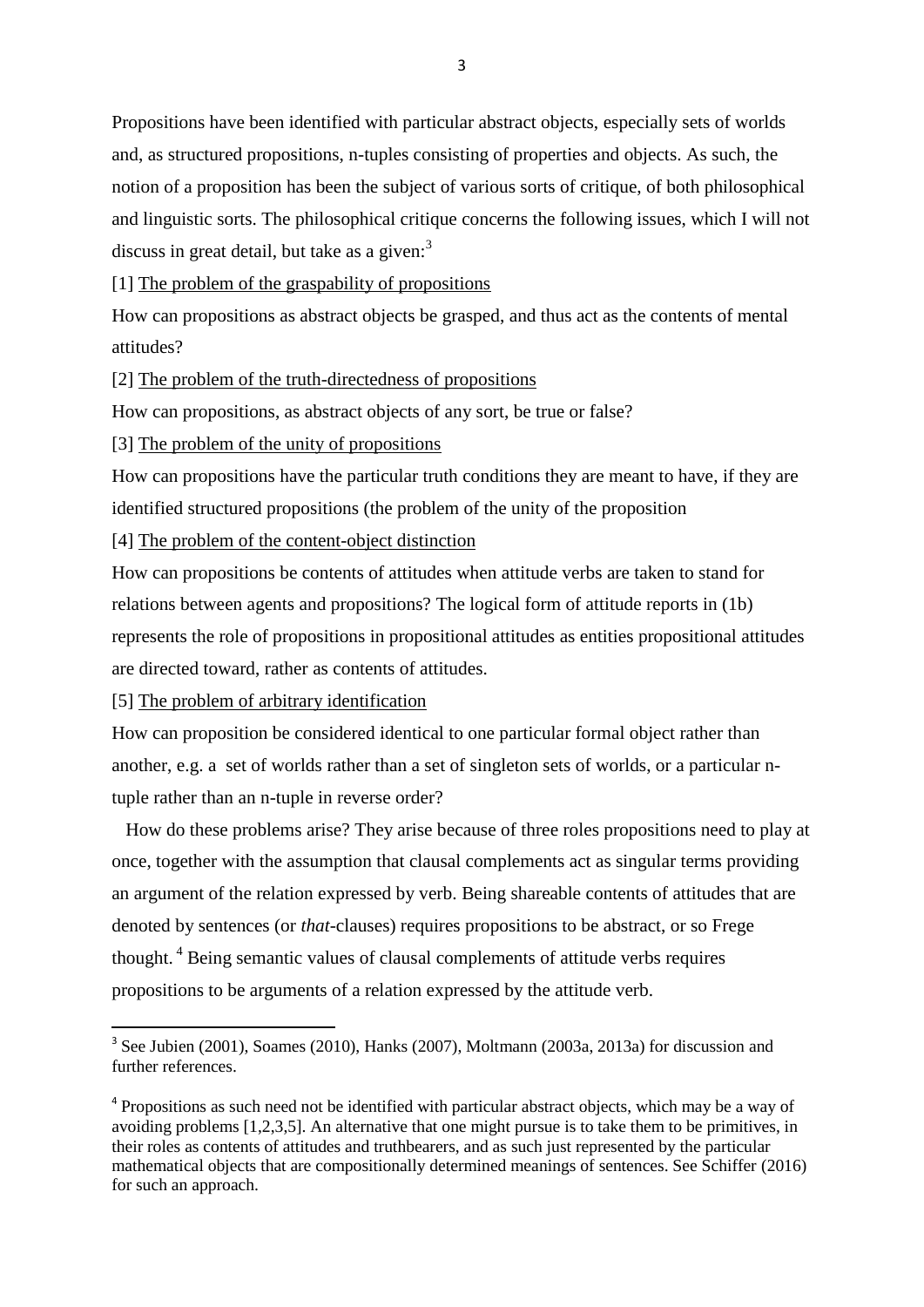Propositions have been identified with particular abstract objects, especially sets of worlds and, as structured propositions, n-tuples consisting of properties and objects. As such, the notion of a proposition has been the subject of various sorts of critique, of both philosophical and linguistic sorts. The philosophical critique concerns the following issues, which I will not discuss in great detail, but take as a given:[3]

[1] <u>The problem of the graspability of propositions</u>

How can propositions as abstract objects be grasped, and thus act as the contents of mental attitudes?

[2] <u>The problem of the truth-directedness of propositions</u>

How can propositions, as abstract objects of any sort, be true or false?

[3] <u>The problem of the unity of propositions</u>

How can propositions have the particular truth conditions they are meant to have, if they are identified structured propositions (the problem of the unity of the proposition

[4] <u>The problem of the content-object distinction</u>

How can propositions be contents of attitudes when attitude verbs are taken to stand for relations between agents and propositions? The logical form of attitude reports in (1b) represents the role of propositions in propositional attitudes as entities propositional attitudes are directed toward, rather as contents of attitudes.

[5] <u>The problem of arbitrary identification</u>

How can proposition be considered identical to one particular formal object rather than another, e.g. a set of worlds rather than a set of singleton sets of worlds, or a particular n-tuple rather than an n-tuple in reverse order?

How do these problems arise? They arise because of three roles propositions need to play at once, together with the assumption that clausal complements act as singular terms providing an argument of the relation expressed by verb. Being shareable contents of attitudes that are denoted by sentences (or *that*-clauses) requires propositions to be abstract, or so Frege thought. [4] Being semantic values of clausal complements of attitude verbs requires propositions to be arguments of a relation expressed by the attitude verb.

---

[3] See Jubien (2001), Soames (2010), Hanks (2007), Moltmann (2003a, 2013a) for discussion and further references.

[4] Propositions as such need not be identified with particular abstract objects, which may be a way of avoiding problems [1,2,3,5]. An alternative that one might pursue is to take them to be primitives, in their roles as contents of attitudes and truthbearers, and as such just represented by the particular mathematical objects that are compositionally determined meanings of sentences. See Schiffer (2016) for such an approach.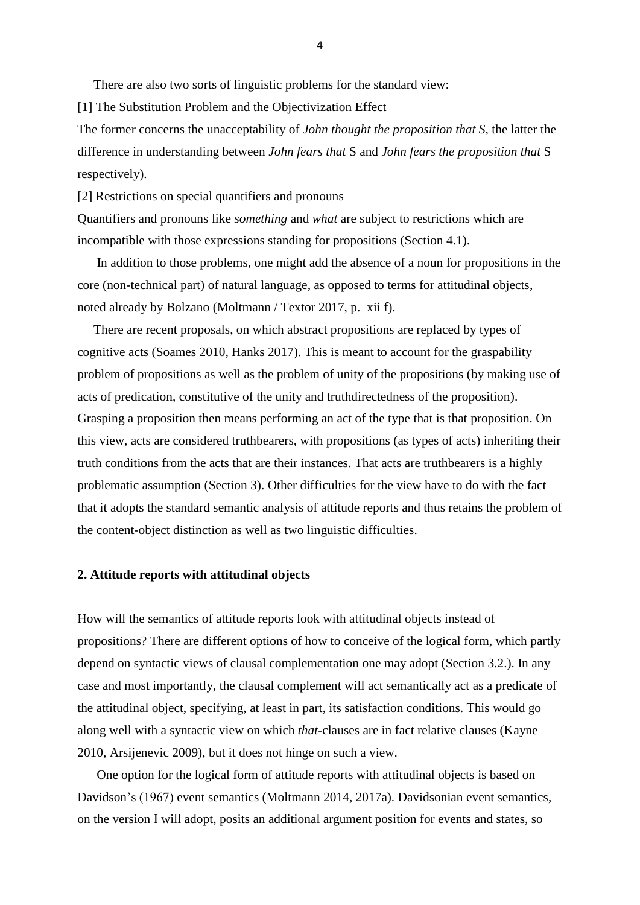There are also two sorts of linguistic problems for the standard view:

[1] The Substitution Problem and the Objectivization Effect

The former concerns the unacceptability of *John thought the proposition that S*, the latter the difference in understanding between *John fears that* S and *John fears the proposition that* S respectively).

[2] Restrictions on special quantifiers and pronouns

Quantifiers and pronouns like *something* and *what* are subject to restrictions which are incompatible with those expressions standing for propositions (Section 4.1).

In addition to those problems, one might add the absence of a noun for propositions in the core (non-technical part) of natural language, as opposed to terms for attitudinal objects, noted already by Bolzano (Moltmann / Textor 2017, p. xii f).

There are recent proposals, on which abstract propositions are replaced by types of cognitive acts (Soames 2010, Hanks 2017). This is meant to account for the graspability problem of propositions as well as the problem of unity of the propositions (by making use of acts of predication, constitutive of the unity and truthdirectedness of the proposition). Grasping a proposition then means performing an act of the type that is that proposition. On this view, acts are considered truthbearers, with propositions (as types of acts) inheriting their truth conditions from the acts that are their instances. That acts are truthbearers is a highly problematic assumption (Section 3). Other difficulties for the view have to do with the fact that it adopts the standard semantic analysis of attitude reports and thus retains the problem of the content-object distinction as well as two linguistic difficulties.

## 2. Attitude reports with attitudinal objects

How will the semantics of attitude reports look with attitudinal objects instead of propositions? There are different options of how to conceive of the logical form, which partly depend on syntactic views of clausal complementation one may adopt (Section 3.2.). In any case and most importantly, the clausal complement will act semantically act as a predicate of the attitudinal object, specifying, at least in part, its satisfaction conditions. This would go along well with a syntactic view on which *that*-clauses are in fact relative clauses (Kayne 2010, Arsijenevic 2009), but it does not hinge on such a view.

One option for the logical form of attitude reports with attitudinal objects is based on Davidson's (1967) event semantics (Moltmann 2014, 2017a). Davidsonian event semantics, on the version I will adopt, posits an additional argument position for events and states, so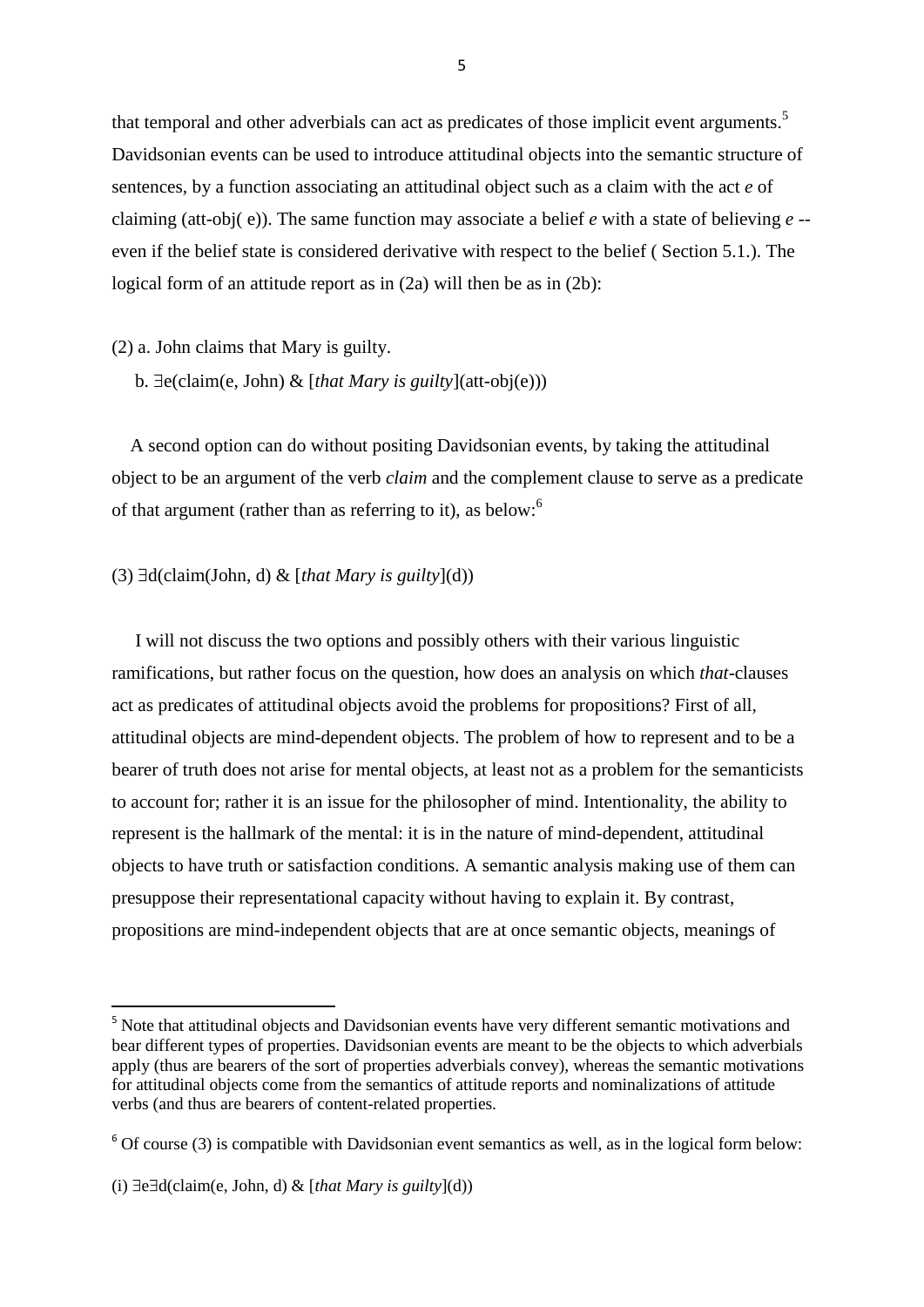that temporal and other adverbials can act as predicates of those implicit event arguments.[5] Davidsonian events can be used to introduce attitudinal objects into the semantic structure of sentences, by a function associating an attitudinal object such as a claim with the act *e* of claiming (att-obj( e)). The same function may associate a belief *e* with a state of believing *e* -- even if the belief state is considered derivative with respect to the belief ( Section 5.1.). The logical form of an attitude report as in (2a) will then be as in (2b):

(2) a. John claims that Mary is guilty.

b. ∃e(claim(e, John) & [*that Mary is guilty*](att-obj(e)))

A second option can do without positing Davidsonian events, by taking the attitudinal object to be an argument of the verb *claim* and the complement clause to serve as a predicate of that argument (rather than as referring to it), as below:[6]

(3) ∃d(claim(John, d) & [*that Mary is guilty*](d))

I will not discuss the two options and possibly others with their various linguistic ramifications, but rather focus on the question, how does an analysis on which *that*-clauses act as predicates of attitudinal objects avoid the problems for propositions? First of all, attitudinal objects are mind-dependent objects. The problem of how to represent and to be a bearer of truth does not arise for mental objects, at least not as a problem for the semanticists to account for; rather it is an issue for the philosopher of mind. Intentionality, the ability to represent is the hallmark of the mental: it is in the nature of mind-dependent, attitudinal objects to have truth or satisfaction conditions. A semantic analysis making use of them can presuppose their representational capacity without having to explain it. By contrast, propositions are mind-independent objects that are at once semantic objects, meanings of

---

[5] Note that attitudinal objects and Davidsonian events have very different semantic motivations and bear different types of properties. Davidsonian events are meant to be the objects to which adverbials apply (thus are bearers of the sort of properties adverbials convey), whereas the semantic motivations for attitudinal objects come from the semantics of attitude reports and nominalizations of attitude verbs (and thus are bearers of content-related properties.

[6] Of course (3) is compatible with Davidsonian event semantics as well, as in the logical form below:

(i) ∃e∃d(claim(e, John, d) & [*that Mary is guilty*](d))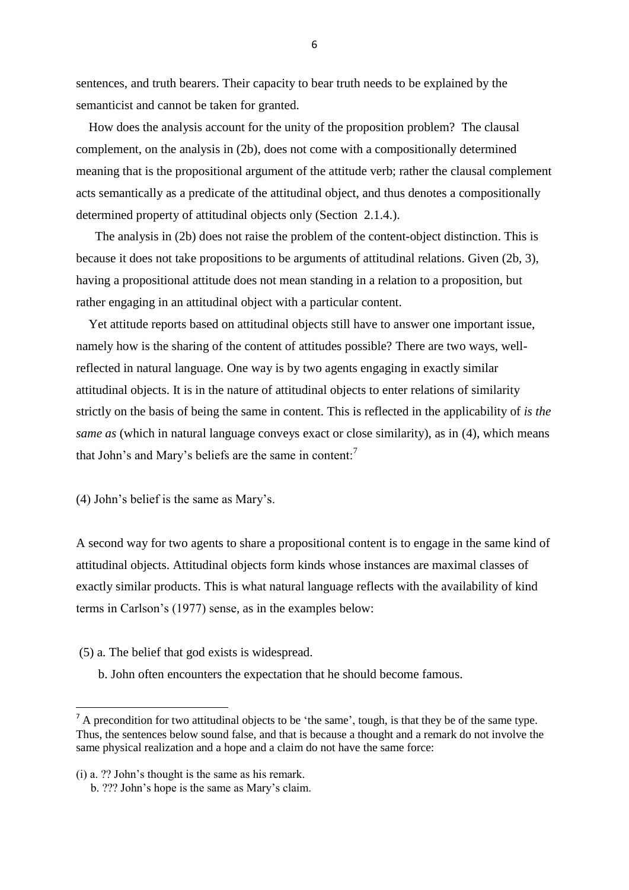sentences, and truth bearers. Their capacity to bear truth needs to be explained by the semanticist and cannot be taken for granted.

How does the analysis account for the unity of the proposition problem? The clausal complement, on the analysis in (2b), does not come with a compositionally determined meaning that is the propositional argument of the attitude verb; rather the clausal complement acts semantically as a predicate of the attitudinal object, and thus denotes a compositionally determined property of attitudinal objects only (Section 2.1.4.).

The analysis in (2b) does not raise the problem of the content-object distinction. This is because it does not take propositions to be arguments of attitudinal relations. Given (2b, 3), having a propositional attitude does not mean standing in a relation to a proposition, but rather engaging in an attitudinal object with a particular content.

Yet attitude reports based on attitudinal objects still have to answer one important issue, namely how is the sharing of the content of attitudes possible? There are two ways, well-reflected in natural language. One way is by two agents engaging in exactly similar attitudinal objects. It is in the nature of attitudinal objects to enter relations of similarity strictly on the basis of being the same in content. This is reflected in the applicability of *is the same as* (which in natural language conveys exact or close similarity), as in (4), which means that John's and Mary's beliefs are the same in content:[7]

(4) John's belief is the same as Mary's.

A second way for two agents to share a propositional content is to engage in the same kind of attitudinal objects. Attitudinal objects form kinds whose instances are maximal classes of exactly similar products. This is what natural language reflects with the availability of kind terms in Carlson's (1977) sense, as in the examples below:

(5) a. The belief that god exists is widespread.

b. John often encounters the expectation that he should become famous.

---

[7] A precondition for two attitudinal objects to be 'the same', tough, is that they be of the same type. Thus, the sentences below sound false, and that is because a thought and a remark do not involve the same physical realization and a hope and a claim do not have the same force:

(i) a. ?? John's thought is the same as his remark.

b. ??? John's hope is the same as Mary's claim.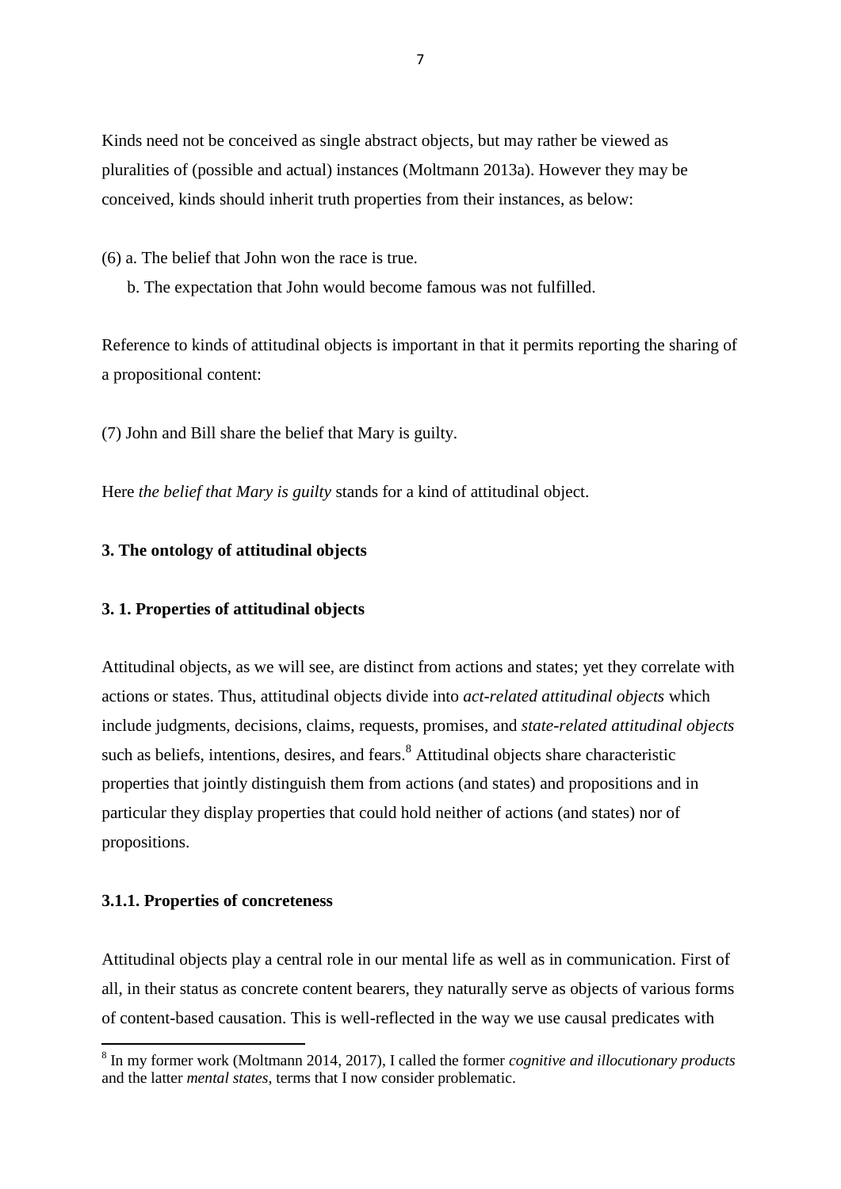Kinds need not be conceived as single abstract objects, but may rather be viewed as pluralities of (possible and actual) instances (Moltmann 2013a). However they may be conceived, kinds should inherit truth properties from their instances, as below:

(6) a. The belief that John won the race is true.

b. The expectation that John would become famous was not fulfilled.

Reference to kinds of attitudinal objects is important in that it permits reporting the sharing of a propositional content:

(7) John and Bill share the belief that Mary is guilty.

Here *the belief that Mary is guilty* stands for a kind of attitudinal object.

## 3. The ontology of attitudinal objects

### 3. 1. Properties of attitudinal objects

Attitudinal objects, as we will see, are distinct from actions and states; yet they correlate with actions or states. Thus, attitudinal objects divide into *act-related attitudinal objects* which include judgments, decisions, claims, requests, promises, and *state-related attitudinal objects* such as beliefs, intentions, desires, and fears.[8] Attitudinal objects share characteristic properties that jointly distinguish them from actions (and states) and propositions and in particular they display properties that could hold neither of actions (and states) nor of propositions.

#### 3.1.1. Properties of concreteness

Attitudinal objects play a central role in our mental life as well as in communication. First of all, in their status as concrete content bearers, they naturally serve as objects of various forms of content-based causation. This is well-reflected in the way we use causal predicates with

[8] In my former work (Moltmann 2014, 2017), I called the former *cognitive and illocutionary products* and the latter *mental states*, terms that I now consider problematic.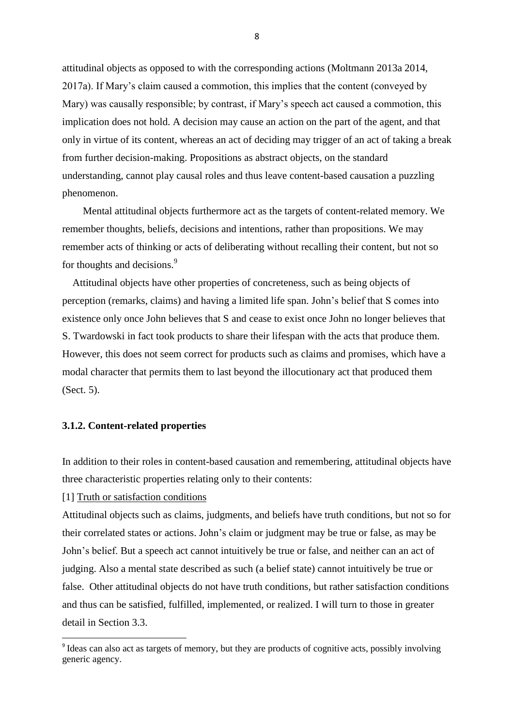attitudinal objects as opposed to with the corresponding actions (Moltmann 2013a 2014, 2017a). If Mary's claim caused a commotion, this implies that the content (conveyed by Mary) was causally responsible; by contrast, if Mary's speech act caused a commotion, this implication does not hold. A decision may cause an action on the part of the agent, and that only in virtue of its content, whereas an act of deciding may trigger of an act of taking a break from further decision-making. Propositions as abstract objects, on the standard understanding, cannot play causal roles and thus leave content-based causation a puzzling phenomenon.

Mental attitudinal objects furthermore act as the targets of content-related memory. We remember thoughts, beliefs, decisions and intentions, rather than propositions. We may remember acts of thinking or acts of deliberating without recalling their content, but not so for thoughts and decisions.[9]

Attitudinal objects have other properties of concreteness, such as being objects of perception (remarks, claims) and having a limited life span. John's belief that S comes into existence only once John believes that S and cease to exist once John no longer believes that S. Twardowski in fact took products to share their lifespan with the acts that produce them. However, this does not seem correct for products such as claims and promises, which have a modal character that permits them to last beyond the illocutionary act that produced them (Sect. 5).

### 3.1.2. Content-related properties

In addition to their roles in content-based causation and remembering, attitudinal objects have three characteristic properties relating only to their contents:

[1] Truth or satisfaction conditions

Attitudinal objects such as claims, judgments, and beliefs have truth conditions, but not so for their correlated states or actions. John's claim or judgment may be true or false, as may be John's belief. But a speech act cannot intuitively be true or false, and neither can an act of judging. Also a mental state described as such (a belief state) cannot intuitively be true or false. Other attitudinal objects do not have truth conditions, but rather satisfaction conditions and thus can be satisfied, fulfilled, implemented, or realized. I will turn to those in greater detail in Section 3.3.

[9] Ideas can also act as targets of memory, but they are products of cognitive acts, possibly involving generic agency.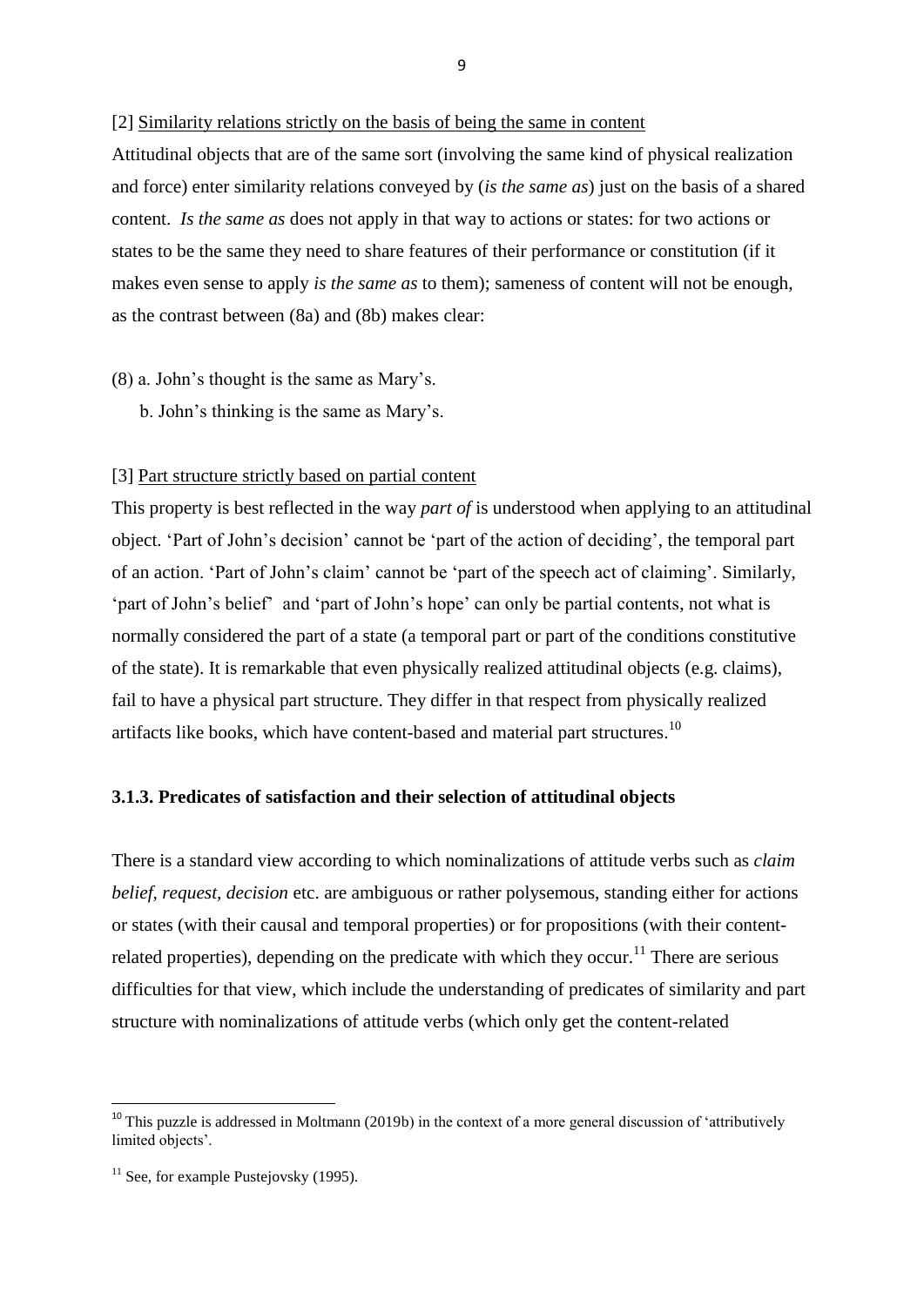[2] Similarity relations strictly on the basis of being the same in content

Attitudinal objects that are of the same sort (involving the same kind of physical realization and force) enter similarity relations conveyed by (*is the same as*) just on the basis of a shared content. *Is the same as* does not apply in that way to actions or states: for two actions or states to be the same they need to share features of their performance or constitution (if it makes even sense to apply *is the same as* to them); sameness of content will not be enough, as the contrast between (8a) and (8b) makes clear:

(8) a. John's thought is the same as Mary's.
    b. John's thinking is the same as Mary's.

[3] Part structure strictly based on partial content

This property is best reflected in the way *part of* is understood when applying to an attitudinal object. 'Part of John's decision' cannot be 'part of the action of deciding', the temporal part of an action. 'Part of John's claim' cannot be 'part of the speech act of claiming'. Similarly, 'part of John's belief' and 'part of John's hope' can only be partial contents, not what is normally considered the part of a state (a temporal part or part of the conditions constitutive of the state). It is remarkable that even physically realized attitudinal objects (e.g. claims), fail to have a physical part structure. They differ in that respect from physically realized artifacts like books, which have content-based and material part structures.[10]

### 3.1.3. Predicates of satisfaction and their selection of attitudinal objects

There is a standard view according to which nominalizations of attitude verbs such as *claim belief, request, decision* etc. are ambiguous or rather polysemous, standing either for actions or states (with their causal and temporal properties) or for propositions (with their content-related properties), depending on the predicate with which they occur.[11] There are serious difficulties for that view, which include the understanding of predicates of similarity and part structure with nominalizations of attitude verbs (which only get the content-related

[10] This puzzle is addressed in Moltmann (2019b) in the context of a more general discussion of 'attributively limited objects'.

[11] See, for example Pustejovsky (1995).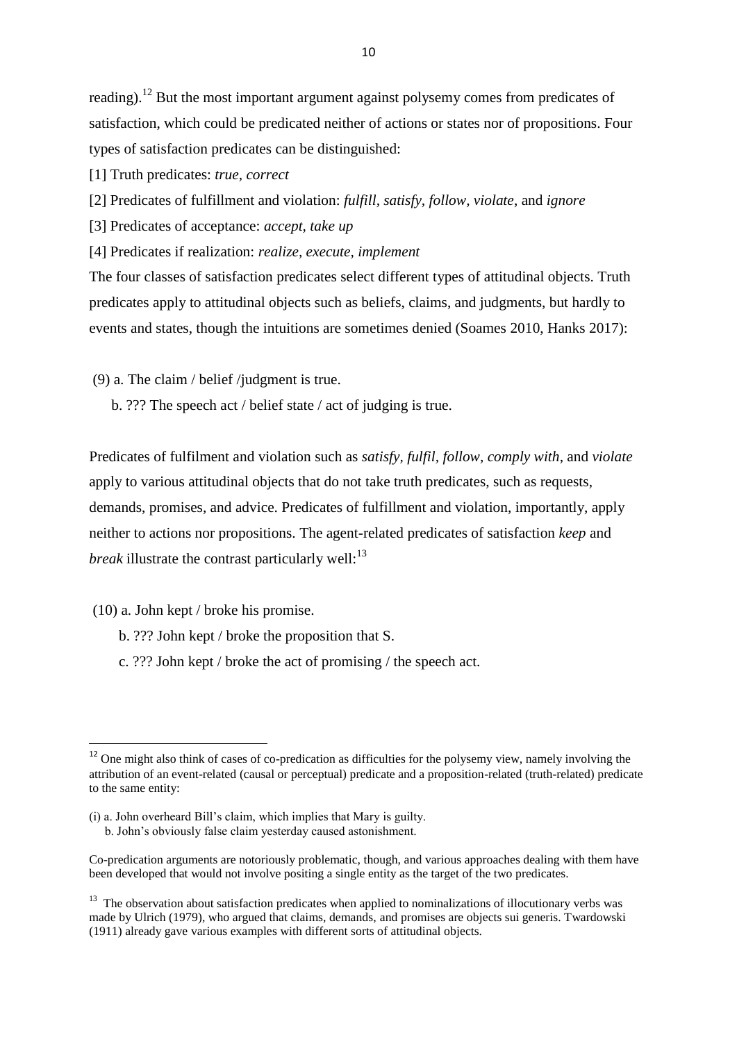reading).[12] But the most important argument against polysemy comes from predicates of satisfaction, which could be predicated neither of actions or states nor of propositions. Four types of satisfaction predicates can be distinguished:

[1] Truth predicates: *true, correct*

[2] Predicates of fulfillment and violation: *fulfill, satisfy, follow, violate*, and *ignore*

[3] Predicates of acceptance: *accept, take up*

[4] Predicates if realization: *realize, execute, implement*

The four classes of satisfaction predicates select different types of attitudinal objects. Truth predicates apply to attitudinal objects such as beliefs, claims, and judgments, but hardly to events and states, though the intuitions are sometimes denied (Soames 2010, Hanks 2017):

(9) a. The claim / belief /judgment is true.
    b. ??? The speech act / belief state / act of judging is true.

Predicates of fulfilment and violation such as *satisfy, fulfil, follow, comply with*, and *violate* apply to various attitudinal objects that do not take truth predicates, such as requests, demands, promises, and advice. Predicates of fulfillment and violation, importantly, apply neither to actions nor propositions. The agent-related predicates of satisfaction *keep* and *break* illustrate the contrast particularly well:[13]

(10) a. John kept / broke his promise.
    b. ??? John kept / broke the proposition that S.
    c. ??? John kept / broke the act of promising / the speech act.

---

[12] One might also think of cases of co-predication as difficulties for the polysemy view, namely involving the attribution of an event-related (causal or perceptual) predicate and a proposition-related (truth-related) predicate to the same entity:

(i) a. John overheard Bill's claim, which implies that Mary is guilty.
    b. John's obviously false claim yesterday caused astonishment.

Co-predication arguments are notoriously problematic, though, and various approaches dealing with them have been developed that would not involve positing a single entity as the target of the two predicates.

[13] The observation about satisfaction predicates when applied to nominalizations of illocutionary verbs was made by Ulrich (1979), who argued that claims, demands, and promises are objects sui generis. Twardowski (1911) already gave various examples with different sorts of attitudinal objects.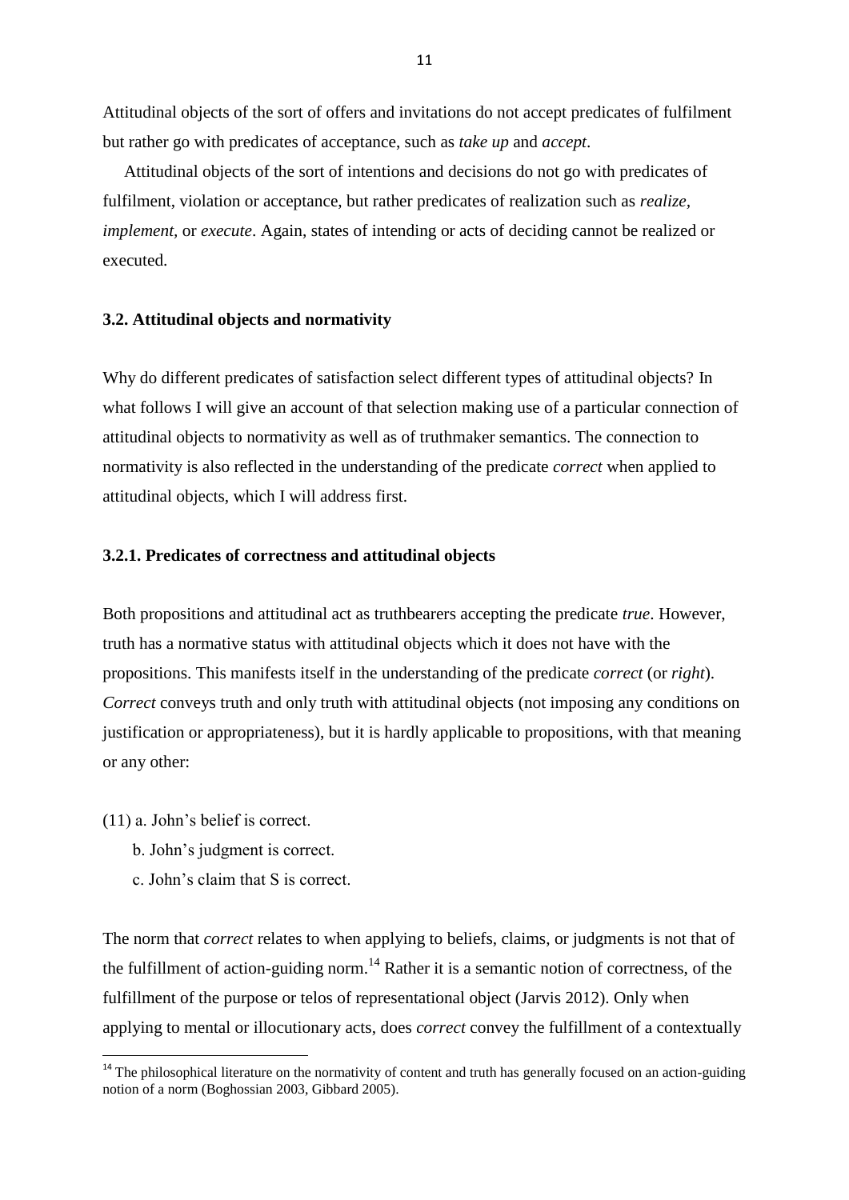Attitudinal objects of the sort of offers and invitations do not accept predicates of fulfilment but rather go with predicates of acceptance, such as *take up* and *accept*.

Attitudinal objects of the sort of intentions and decisions do not go with predicates of fulfilment, violation or acceptance, but rather predicates of realization such as *realize, implement,* or *execute*. Again, states of intending or acts of deciding cannot be realized or executed.

### 3.2. Attitudinal objects and normativity

Why do different predicates of satisfaction select different types of attitudinal objects? In what follows I will give an account of that selection making use of a particular connection of attitudinal objects to normativity as well as of truthmaker semantics. The connection to normativity is also reflected in the understanding of the predicate *correct* when applied to attitudinal objects, which I will address first.

#### 3.2.1. Predicates of correctness and attitudinal objects

Both propositions and attitudinal act as truthbearers accepting the predicate *true*. However, truth has a normative status with attitudinal objects which it does not have with the propositions. This manifests itself in the understanding of the predicate *correct* (or *right*). *Correct* conveys truth and only truth with attitudinal objects (not imposing any conditions on justification or appropriateness), but it is hardly applicable to propositions, with that meaning or any other:

(11) a. John's belief is correct.
  b. John's judgment is correct.
  c. John's claim that S is correct.

The norm that *correct* relates to when applying to beliefs, claims, or judgments is not that of the fulfillment of action-guiding norm.[14] Rather it is a semantic notion of correctness, of the fulfillment of the purpose or telos of representational object (Jarvis 2012). Only when applying to mental or illocutionary acts, does *correct* convey the fulfillment of a contextually

[14] The philosophical literature on the normativity of content and truth has generally focused on an action-guiding notion of a norm (Boghossian 2003, Gibbard 2005).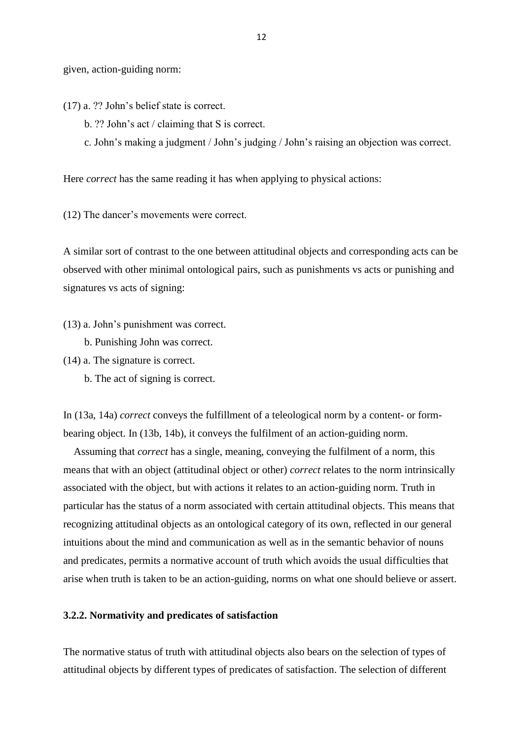given, action-guiding norm:

(17) a. ?? John's belief state is correct.

b. ?? John's act / claiming that S is correct.

c. John's making a judgment / John's judging / John's raising an objection was correct.

Here *correct* has the same reading it has when applying to physical actions:

(12) The dancer's movements were correct.

A similar sort of contrast to the one between attitudinal objects and corresponding acts can be observed with other minimal ontological pairs, such as punishments vs acts or punishing and signatures vs acts of signing:

(13) a. John's punishment was correct.

b. Punishing John was correct.

(14) a. The signature is correct.

b. The act of signing is correct.

In (13a, 14a) *correct* conveys the fulfillment of a teleological norm by a content- or form-bearing object. In (13b, 14b), it conveys the fulfilment of an action-guiding norm.

Assuming that *correct* has a single, meaning, conveying the fulfilment of a norm, this means that with an object (attitudinal object or other) *correct* relates to the norm intrinsically associated with the object, but with actions it relates to an action-guiding norm. Truth in particular has the status of a norm associated with certain attitudinal objects. This means that recognizing attitudinal objects as an ontological category of its own, reflected in our general intuitions about the mind and communication as well as in the semantic behavior of nouns and predicates, permits a normative account of truth which avoids the usual difficulties that arise when truth is taken to be an action-guiding, norms on what one should believe or assert.

### 3.2.2. Normativity and predicates of satisfaction

The normative status of truth with attitudinal objects also bears on the selection of types of attitudinal objects by different types of predicates of satisfaction. The selection of different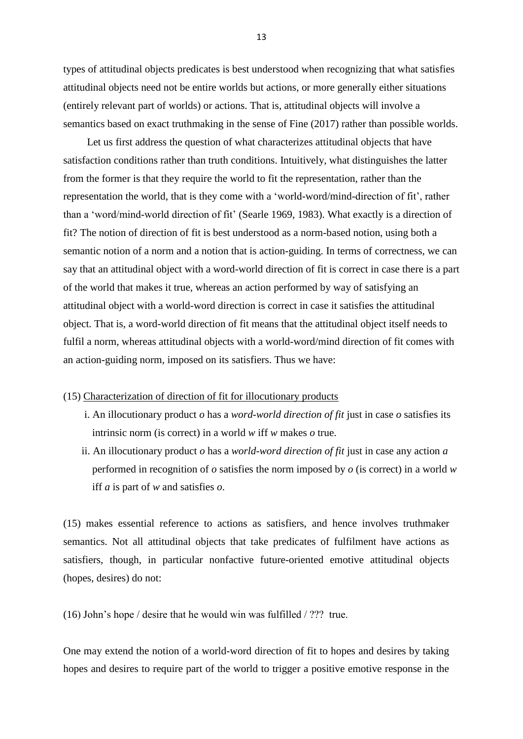types of attitudinal objects predicates is best understood when recognizing that what satisfies attitudinal objects need not be entire worlds but actions, or more generally either situations (entirely relevant part of worlds) or actions. That is, attitudinal objects will involve a semantics based on exact truthmaking in the sense of Fine (2017) rather than possible worlds.

Let us first address the question of what characterizes attitudinal objects that have satisfaction conditions rather than truth conditions. Intuitively, what distinguishes the latter from the former is that they require the world to fit the representation, rather than the representation the world, that is they come with a 'world-word/mind-direction of fit', rather than a 'word/mind-world direction of fit' (Searle 1969, 1983). What exactly is a direction of fit? The notion of direction of fit is best understood as a norm-based notion, using both a semantic notion of a norm and a notion that is action-guiding. In terms of correctness, we can say that an attitudinal object with a word-world direction of fit is correct in case there is a part of the world that makes it true, whereas an action performed by way of satisfying an attitudinal object with a world-word direction is correct in case it satisfies the attitudinal object. That is, a word-world direction of fit means that the attitudinal object itself needs to fulfil a norm, whereas attitudinal objects with a world-word/mind direction of fit comes with an action-guiding norm, imposed on its satisfiers. Thus we have:

(15) <u>Characterization of direction of fit for illocutionary products</u>

i. An illocutionary product *o* has a *word-world direction of fit* just in case *o* satisfies its intrinsic norm (is correct) in a world *w* iff *w* makes *o* true.

ii. An illocutionary product *o* has a *world-word direction of fit* just in case any action *a* performed in recognition of *o* satisfies the norm imposed by *o* (is correct) in a world *w* iff *a* is part of *w* and satisfies *o*.

(15) makes essential reference to actions as satisfiers, and hence involves truthmaker semantics. Not all attitudinal objects that take predicates of fulfilment have actions as satisfiers, though, in particular nonfactive future-oriented emotive attitudinal objects (hopes, desires) do not:

(16) John's hope / desire that he would win was fulfilled / ??? true.

One may extend the notion of a world-word direction of fit to hopes and desires by taking hopes and desires to require part of the world to trigger a positive emotive response in the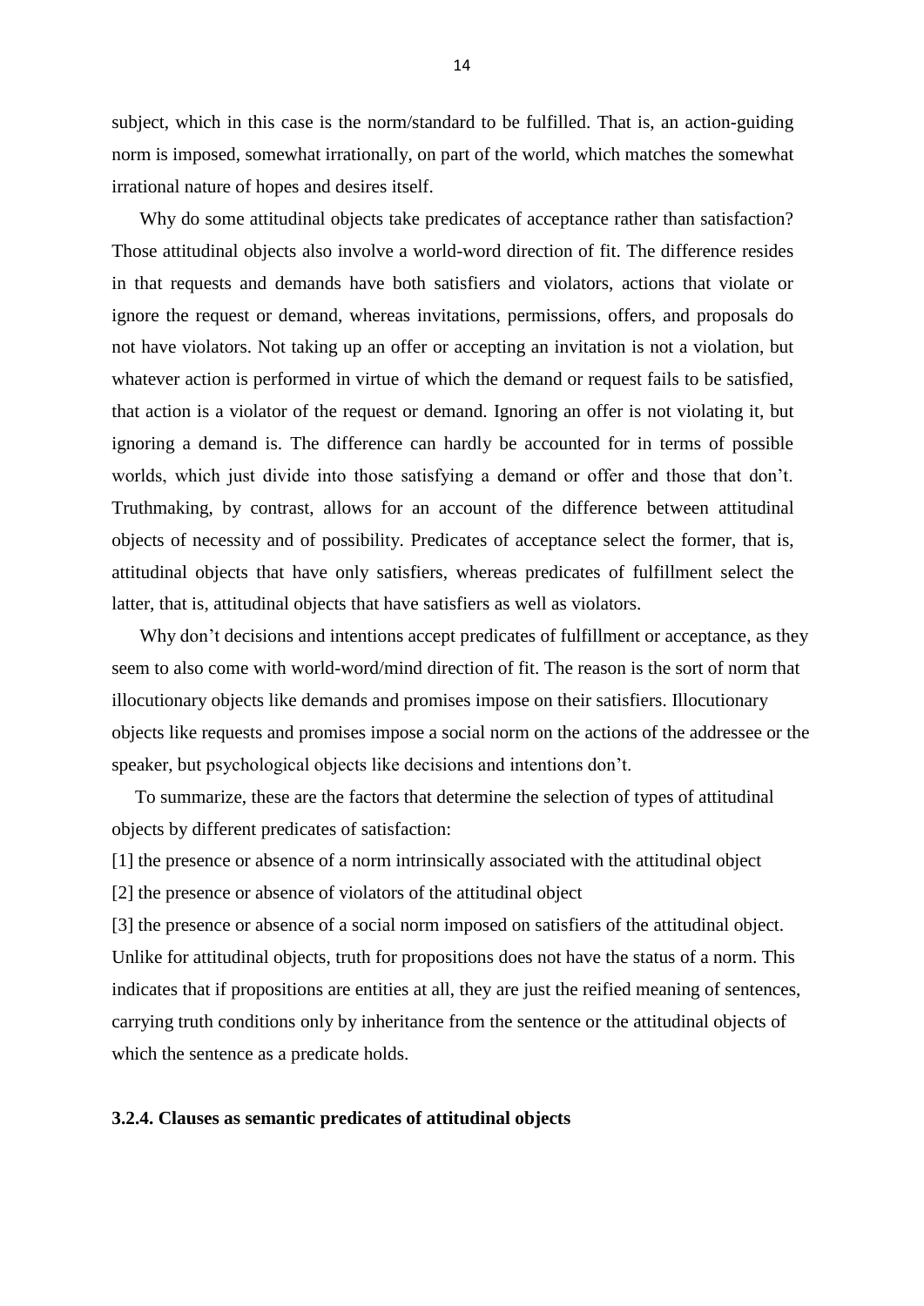subject, which in this case is the norm/standard to be fulfilled. That is, an action-guiding norm is imposed, somewhat irrationally, on part of the world, which matches the somewhat irrational nature of hopes and desires itself.

Why do some attitudinal objects take predicates of acceptance rather than satisfaction? Those attitudinal objects also involve a world-word direction of fit. The difference resides in that requests and demands have both satisfiers and violators, actions that violate or ignore the request or demand, whereas invitations, permissions, offers, and proposals do not have violators. Not taking up an offer or accepting an invitation is not a violation, but whatever action is performed in virtue of which the demand or request fails to be satisfied, that action is a violator of the request or demand. Ignoring an offer is not violating it, but ignoring a demand is. The difference can hardly be accounted for in terms of possible worlds, which just divide into those satisfying a demand or offer and those that don't. Truthmaking, by contrast, allows for an account of the difference between attitudinal objects of necessity and of possibility. Predicates of acceptance select the former, that is, attitudinal objects that have only satisfiers, whereas predicates of fulfillment select the latter, that is, attitudinal objects that have satisfiers as well as violators.

Why don't decisions and intentions accept predicates of fulfillment or acceptance, as they seem to also come with world-word/mind direction of fit. The reason is the sort of norm that illocutionary objects like demands and promises impose on their satisfiers. Illocutionary objects like requests and promises impose a social norm on the actions of the addressee or the speaker, but psychological objects like decisions and intentions don't.

To summarize, these are the factors that determine the selection of types of attitudinal objects by different predicates of satisfaction:

[1] the presence or absence of a norm intrinsically associated with the attitudinal object

[2] the presence or absence of violators of the attitudinal object

[3] the presence or absence of a social norm imposed on satisfiers of the attitudinal object.

Unlike for attitudinal objects, truth for propositions does not have the status of a norm. This indicates that if propositions are entities at all, they are just the reified meaning of sentences, carrying truth conditions only by inheritance from the sentence or the attitudinal objects of which the sentence as a predicate holds.

#### 3.2.4. Clauses as semantic predicates of attitudinal objects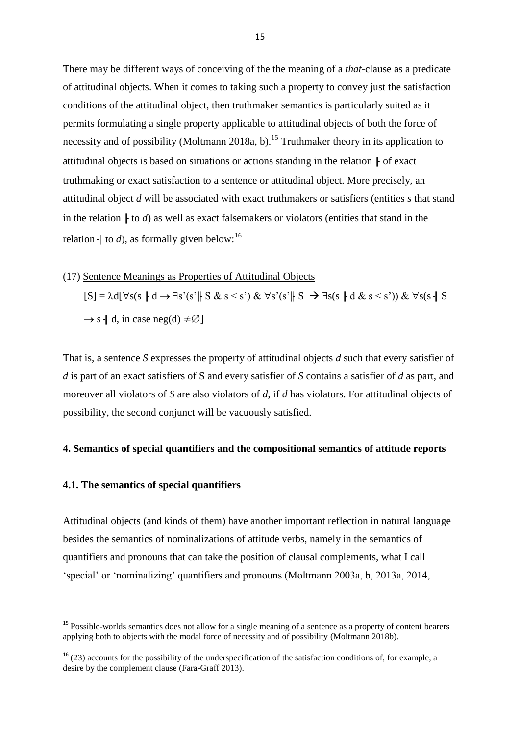There may be different ways of conceiving of the the meaning of a *that*-clause as a predicate of attitudinal objects. When it comes to taking such a property to convey just the satisfaction conditions of the attitudinal object, then truthmaker semantics is particularly suited as it permits formulating a single property applicable to attitudinal objects of both the force of necessity and of possibility (Moltmann 2018a, b).[15] Truthmaker theory in its application to attitudinal objects is based on situations or actions standing in the relation ╟ of exact truthmaking or exact satisfaction to a sentence or attitudinal object. More precisely, an attitudinal object *d* will be associated with exact truthmakers or satisfiers (entities *s* that stand in the relation ╟ to *d*) as well as exact falsemakers or violators (entities that stand in the relation ╢ to *d*), as formally given below:[16]

(17) Sentence Meanings as Properties of Attitudinal Objects

$$[S] = \lambda d[\forall s(s \Vdash d \rightarrow \exists s'(s' \Vdash S \; \& \; s < s') \; \& \; \forall s'(s' \Vdash S \rightarrow \exists s(s \Vdash d \; \& \; s < s')) \; \& \; \forall s(s \dashv\!\vert\, S \rightarrow s \dashv\!\vert\, d, \text{ in case neg}(d) \neq \emptyset]$$

That is, a sentence *S* expresses the property of attitudinal objects *d* such that every satisfier of *d* is part of an exact satisfiers of S and every satisfier of *S* contains a satisfier of *d* as part, and moreover all violators of *S* are also violators of *d*, if *d* has violators. For attitudinal objects of possibility, the second conjunct will be vacuously satisfied.

## 4. Semantics of special quantifiers and the compositional semantics of attitude reports

### 4.1. The semantics of special quantifiers

Attitudinal objects (and kinds of them) have another important reflection in natural language besides the semantics of nominalizations of attitude verbs, namely in the semantics of quantifiers and pronouns that can take the position of clausal complements, what I call 'special' or 'nominalizing' quantifiers and pronouns (Moltmann 2003a, b, 2013a, 2014,

---

[15] Possible-worlds semantics does not allow for a single meaning of a sentence as a property of content bearers applying both to objects with the modal force of necessity and of possibility (Moltmann 2018b).

[16] (23) accounts for the possibility of the underspecification of the satisfaction conditions of, for example, a desire by the complement clause (Fara-Graff 2013).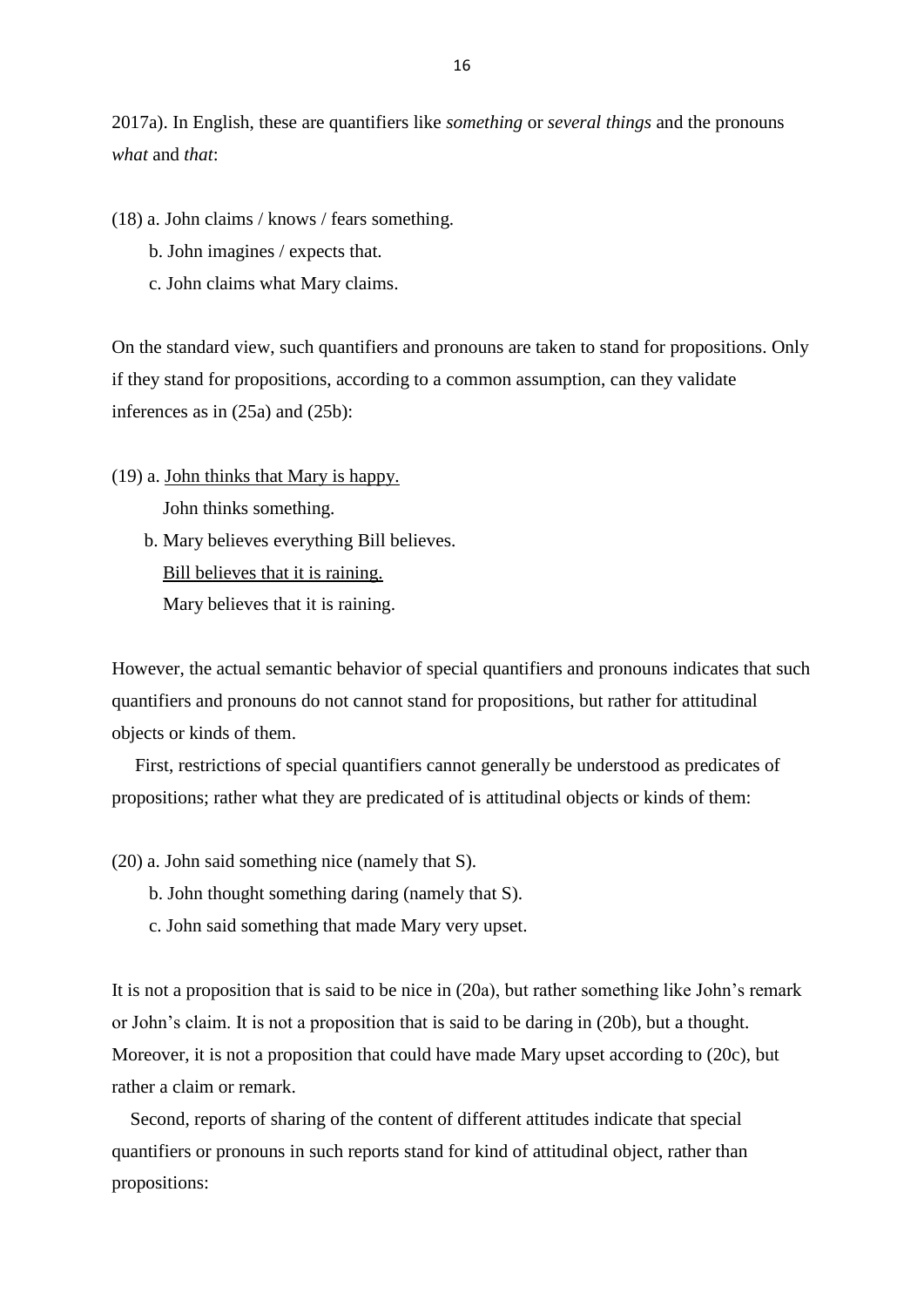2017a). In English, these are quantifiers like *something* or *several things* and the pronouns *what* and *that*:

(18) a. John claims / knows / fears something.

b. John imagines / expects that.

c. John claims what Mary claims.

On the standard view, such quantifiers and pronouns are taken to stand for propositions. Only if they stand for propositions, according to a common assumption, can they validate inferences as in (25a) and (25b):

(19) a. <u>John thinks that Mary is happy.</u>

John thinks something.

b. Mary believes everything Bill believes.

<u>Bill believes that it is raining.</u>

Mary believes that it is raining.

However, the actual semantic behavior of special quantifiers and pronouns indicates that such quantifiers and pronouns do not cannot stand for propositions, but rather for attitudinal objects or kinds of them.

First, restrictions of special quantifiers cannot generally be understood as predicates of propositions; rather what they are predicated of is attitudinal objects or kinds of them:

(20) a. John said something nice (namely that S).

b. John thought something daring (namely that S).

c. John said something that made Mary very upset.

It is not a proposition that is said to be nice in (20a), but rather something like John's remark or John's claim. It is not a proposition that is said to be daring in (20b), but a thought. Moreover, it is not a proposition that could have made Mary upset according to (20c), but rather a claim or remark.

Second, reports of sharing of the content of different attitudes indicate that special quantifiers or pronouns in such reports stand for kind of attitudinal object, rather than propositions: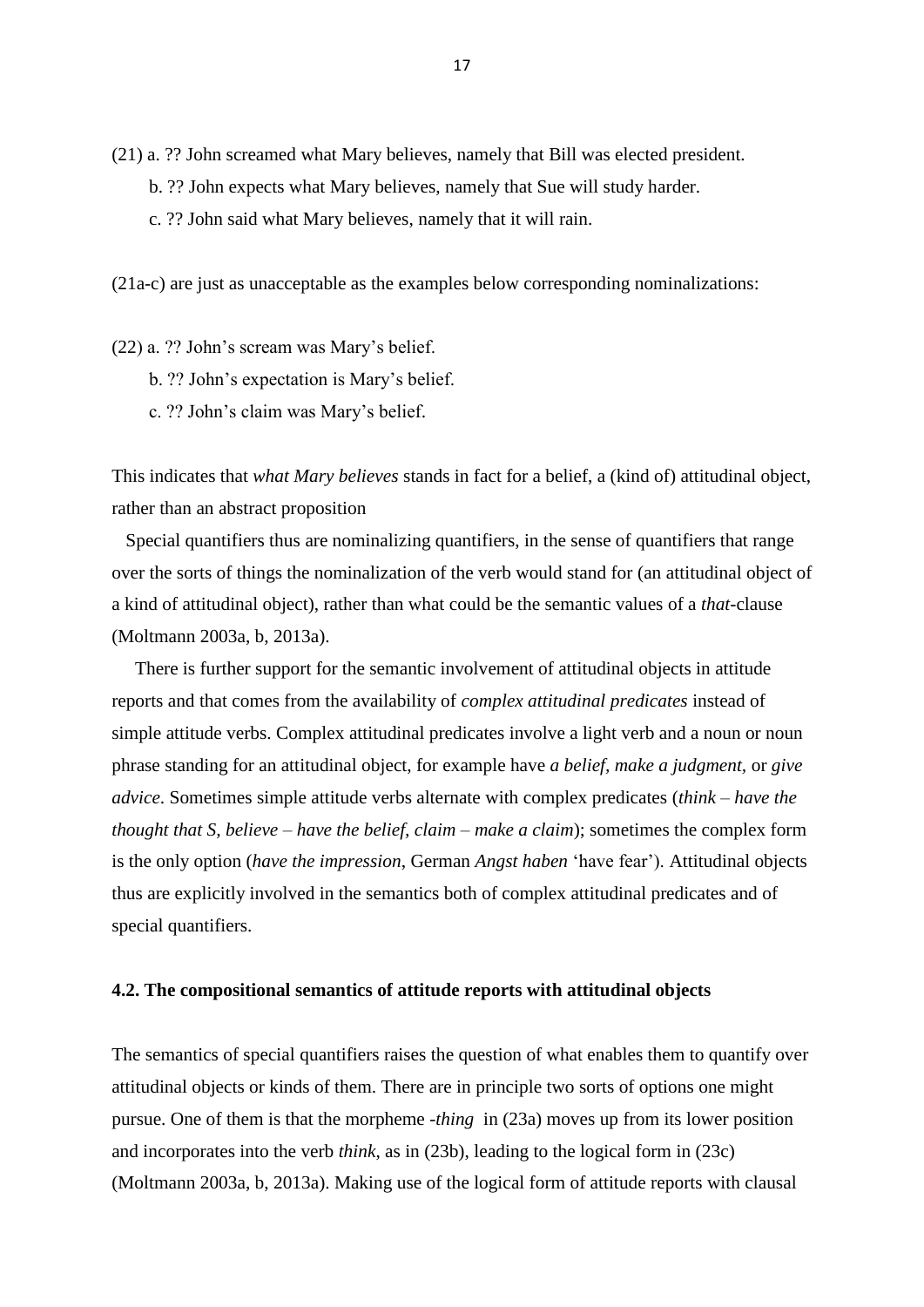(21) a. ?? John screamed what Mary believes, namely that Bill was elected president.

b. ?? John expects what Mary believes, namely that Sue will study harder.

c. ?? John said what Mary believes, namely that it will rain.

(21a-c) are just as unacceptable as the examples below corresponding nominalizations:

(22) a. ?? John's scream was Mary's belief.

b. ?? John's expectation is Mary's belief.

c. ?? John's claim was Mary's belief.

This indicates that *what Mary believes* stands in fact for a belief, a (kind of) attitudinal object, rather than an abstract proposition

Special quantifiers thus are nominalizing quantifiers, in the sense of quantifiers that range over the sorts of things the nominalization of the verb would stand for (an attitudinal object of a kind of attitudinal object), rather than what could be the semantic values of a *that*-clause (Moltmann 2003a, b, 2013a).

There is further support for the semantic involvement of attitudinal objects in attitude reports and that comes from the availability of *complex attitudinal predicates* instead of simple attitude verbs. Complex attitudinal predicates involve a light verb and a noun or noun phrase standing for an attitudinal object, for example have *a belief*, *make a judgment*, or *give advice*. Sometimes simple attitude verbs alternate with complex predicates (*think – have the thought that S*, *believe – have the belief*, *claim – make a claim*); sometimes the complex form is the only option (*have the impression*, German *Angst haben* 'have fear'). Attitudinal objects thus are explicitly involved in the semantics both of complex attitudinal predicates and of special quantifiers.

### 4.2. The compositional semantics of attitude reports with attitudinal objects

The semantics of special quantifiers raises the question of what enables them to quantify over attitudinal objects or kinds of them. There are in principle two sorts of options one might pursue. One of them is that the morpheme *-thing* in (23a) moves up from its lower position and incorporates into the verb *think*, as in (23b), leading to the logical form in (23c) (Moltmann 2003a, b, 2013a). Making use of the logical form of attitude reports with clausal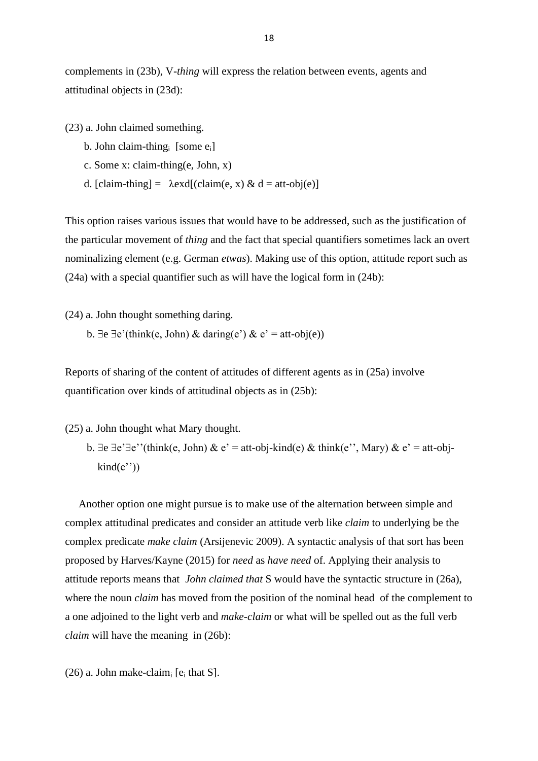complements in (23b), V-*thing* will express the relation between events, agents and attitudinal objects in (23d):

(23) a. John claimed something.

b. John claim-thing$_i$ [some e$_i$]

c. Some x: claim-thing(e, John, x)

d. [claim-thing] = λexd[(claim(e, x) & d = att-obj(e)]

This option raises various issues that would have to be addressed, such as the justification of the particular movement of *thing* and the fact that special quantifiers sometimes lack an overt nominalizing element (e.g. German *etwas*). Making use of this option, attitude report such as (24a) with a special quantifier such as will have the logical form in (24b):

(24) a. John thought something daring.

b. ∃e ∃e'(think(e, John) & daring(e') & e' = att-obj(e))

Reports of sharing of the content of attitudes of different agents as in (25a) involve quantification over kinds of attitudinal objects as in (25b):

(25) a. John thought what Mary thought.

b. ∃e ∃e'∃e''(think(e, John) & e' = att-obj-kind(e) & think(e'', Mary) & e' = att-obj-kind(e''))

Another option one might pursue is to make use of the alternation between simple and complex attitudinal predicates and consider an attitude verb like *claim* to underlying be the complex predicate *make claim* (Arsijenevic 2009). A syntactic analysis of that sort has been proposed by Harves/Kayne (2015) for *need* as *have need* of. Applying their analysis to attitude reports means that *John claimed that* S would have the syntactic structure in (26a), where the noun *claim* has moved from the position of the nominal head of the complement to a one adjoined to the light verb and *make-claim* or what will be spelled out as the full verb *claim* will have the meaning in (26b):

(26) a. John make-claim$_i$ [e$_i$ that S].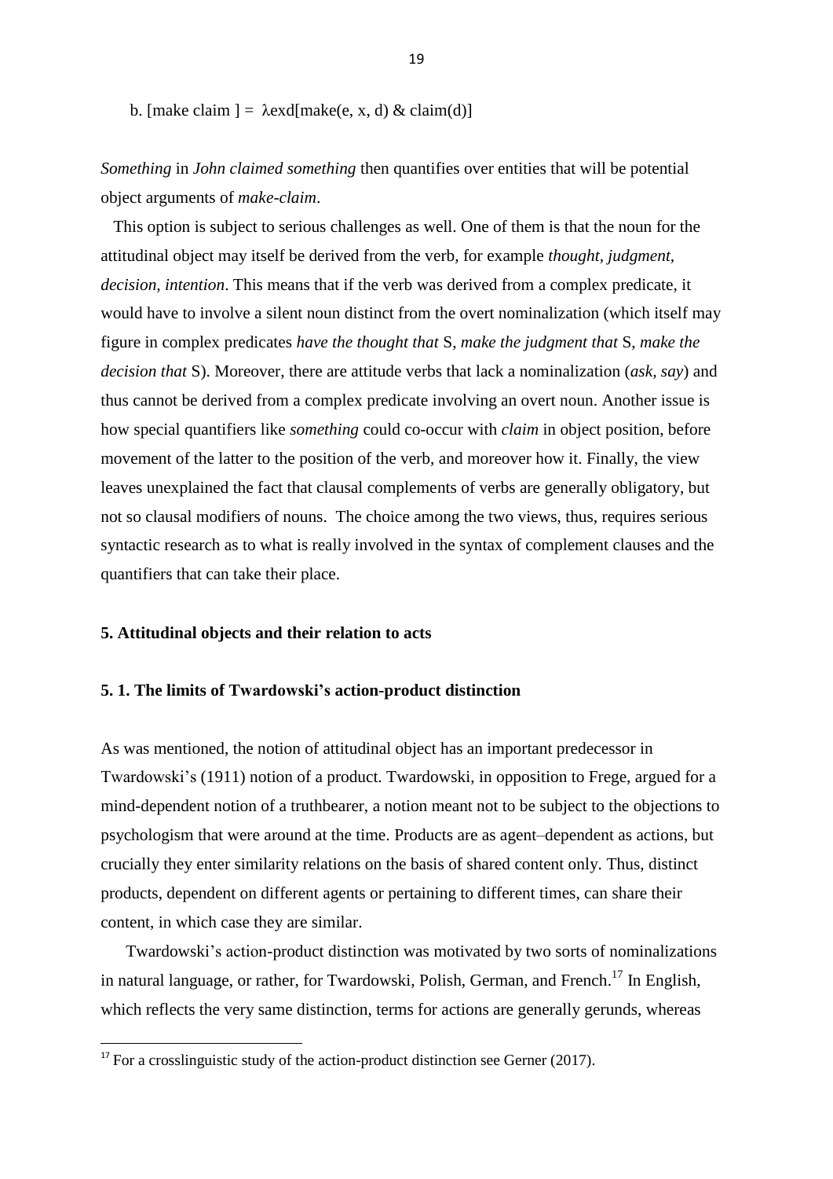b. [make claim ] = $\lambda$exd[make(e, x, d) & claim(d)]

*Something* in *John claimed something* then quantifies over entities that will be potential object arguments of *make-claim*.

This option is subject to serious challenges as well. One of them is that the noun for the attitudinal object may itself be derived from the verb, for example *thought, judgment, decision, intention*. This means that if the verb was derived from a complex predicate, it would have to involve a silent noun distinct from the overt nominalization (which itself may figure in complex predicates *have the thought that* S, *make the judgment that* S, *make the decision that* S). Moreover, there are attitude verbs that lack a nominalization (*ask, say*) and thus cannot be derived from a complex predicate involving an overt noun. Another issue is how special quantifiers like *something* could co-occur with *claim* in object position, before movement of the latter to the position of the verb, and moreover how it. Finally, the view leaves unexplained the fact that clausal complements of verbs are generally obligatory, but not so clausal modifiers of nouns. The choice among the two views, thus, requires serious syntactic research as to what is really involved in the syntax of complement clauses and the quantifiers that can take their place.

## 5. Attitudinal objects and their relation to acts

### 5. 1. The limits of Twardowski's action-product distinction

As was mentioned, the notion of attitudinal object has an important predecessor in Twardowski's (1911) notion of a product. Twardowski, in opposition to Frege, argued for a mind-dependent notion of a truthbearer, a notion meant not to be subject to the objections to psychologism that were around at the time. Products are as agent–dependent as actions, but crucially they enter similarity relations on the basis of shared content only. Thus, distinct products, dependent on different agents or pertaining to different times, can share their content, in which case they are similar.

Twardowski's action-product distinction was motivated by two sorts of nominalizations in natural language, or rather, for Twardowski, Polish, German, and French.[17] In English, which reflects the very same distinction, terms for actions are generally gerunds, whereas

[17] For a crosslinguistic study of the action-product distinction see Gerner (2017).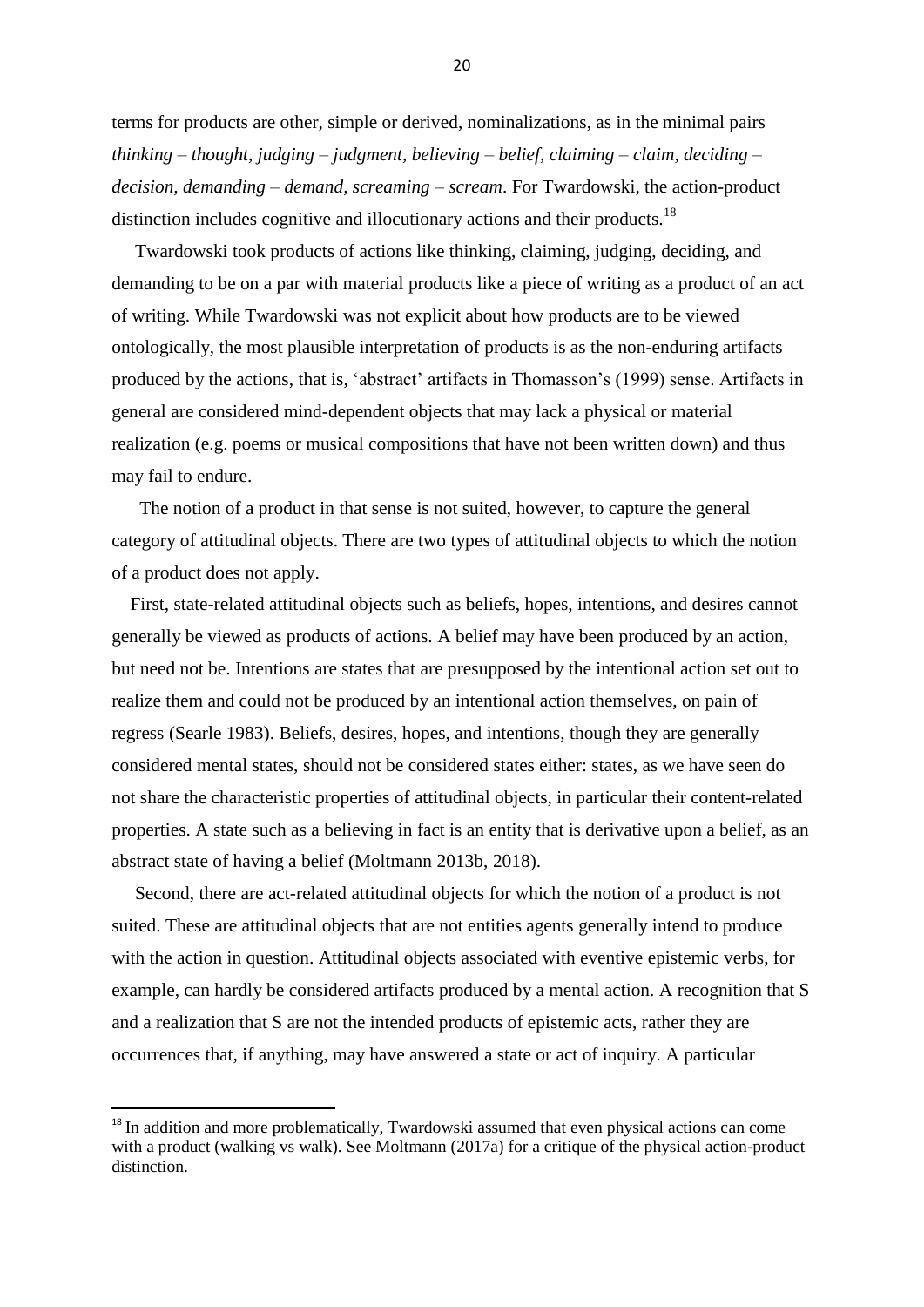terms for products are other, simple or derived, nominalizations, as in the minimal pairs *thinking* – *thought, judging* – *judgment, believing* – *belief, claiming* – *claim, deciding* – *decision, demanding* – *demand, screaming* – *scream*. For Twardowski, the action-product distinction includes cognitive and illocutionary actions and their products.[18]

Twardowski took products of actions like thinking, claiming, judging, deciding, and demanding to be on a par with material products like a piece of writing as a product of an act of writing. While Twardowski was not explicit about how products are to be viewed ontologically, the most plausible interpretation of products is as the non-enduring artifacts produced by the actions, that is, 'abstract' artifacts in Thomasson's (1999) sense. Artifacts in general are considered mind-dependent objects that may lack a physical or material realization (e.g. poems or musical compositions that have not been written down) and thus may fail to endure.

The notion of a product in that sense is not suited, however, to capture the general category of attitudinal objects. There are two types of attitudinal objects to which the notion of a product does not apply.

First, state-related attitudinal objects such as beliefs, hopes, intentions, and desires cannot generally be viewed as products of actions. A belief may have been produced by an action, but need not be. Intentions are states that are presupposed by the intentional action set out to realize them and could not be produced by an intentional action themselves, on pain of regress (Searle 1983). Beliefs, desires, hopes, and intentions, though they are generally considered mental states, should not be considered states either: states, as we have seen do not share the characteristic properties of attitudinal objects, in particular their content-related properties. A state such as a believing in fact is an entity that is derivative upon a belief, as an abstract state of having a belief (Moltmann 2013b, 2018).

Second, there are act-related attitudinal objects for which the notion of a product is not suited. These are attitudinal objects that are not entities agents generally intend to produce with the action in question. Attitudinal objects associated with eventive epistemic verbs, for example, can hardly be considered artifacts produced by a mental action. A recognition that S and a realization that S are not the intended products of epistemic acts, rather they are occurrences that, if anything, may have answered a state or act of inquiry. A particular

[18] In addition and more problematically, Twardowski assumed that even physical actions can come with a product (walking vs walk). See Moltmann (2017a) for a critique of the physical action-product distinction.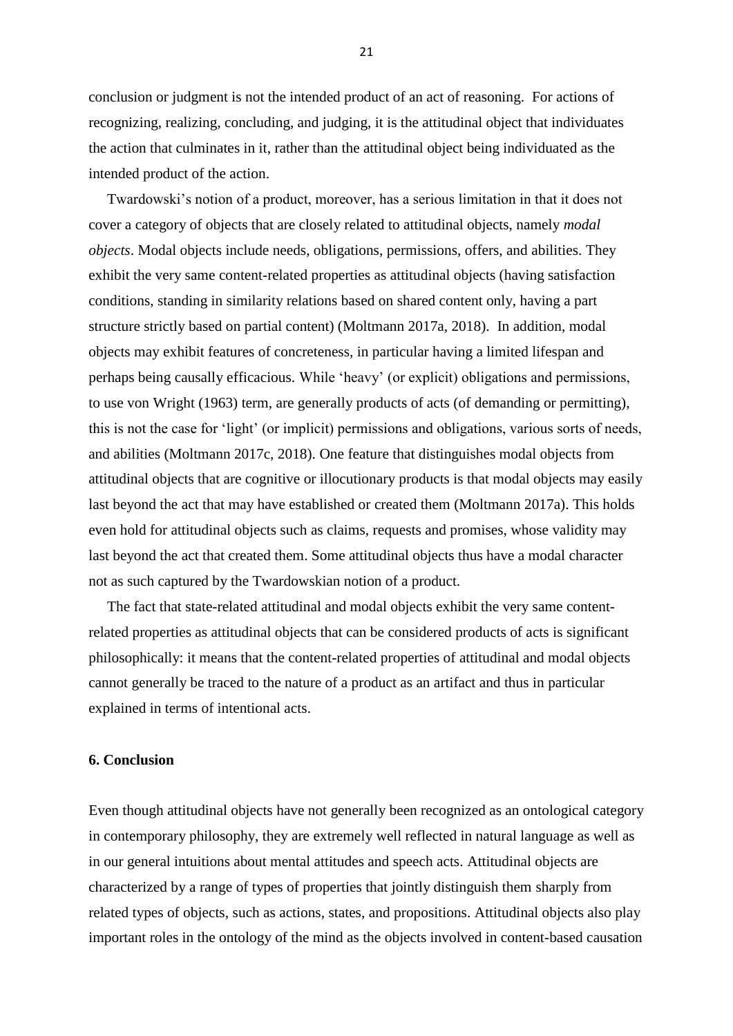conclusion or judgment is not the intended product of an act of reasoning.  For actions of recognizing, realizing, concluding, and judging, it is the attitudinal object that individuates the action that culminates in it, rather than the attitudinal object being individuated as the intended product of the action.

Twardowski's notion of a product, moreover, has a serious limitation in that it does not cover a category of objects that are closely related to attitudinal objects, namely *modal objects*. Modal objects include needs, obligations, permissions, offers, and abilities. They exhibit the very same content-related properties as attitudinal objects (having satisfaction conditions, standing in similarity relations based on shared content only, having a part structure strictly based on partial content) (Moltmann 2017a, 2018).  In addition, modal objects may exhibit features of concreteness, in particular having a limited lifespan and perhaps being causally efficacious. While 'heavy' (or explicit) obligations and permissions, to use von Wright (1963) term, are generally products of acts (of demanding or permitting), this is not the case for 'light' (or implicit) permissions and obligations, various sorts of needs, and abilities (Moltmann 2017c, 2018). One feature that distinguishes modal objects from attitudinal objects that are cognitive or illocutionary products is that modal objects may easily last beyond the act that may have established or created them (Moltmann 2017a). This holds even hold for attitudinal objects such as claims, requests and promises, whose validity may last beyond the act that created them. Some attitudinal objects thus have a modal character not as such captured by the Twardowskian notion of a product.

The fact that state-related attitudinal and modal objects exhibit the very same content-related properties as attitudinal objects that can be considered products of acts is significant philosophically: it means that the content-related properties of attitudinal and modal objects cannot generally be traced to the nature of a product as an artifact and thus in particular explained in terms of intentional acts.

## 6. Conclusion

Even though attitudinal objects have not generally been recognized as an ontological category in contemporary philosophy, they are extremely well reflected in natural language as well as in our general intuitions about mental attitudes and speech acts. Attitudinal objects are characterized by a range of types of properties that jointly distinguish them sharply from related types of objects, such as actions, states, and propositions. Attitudinal objects also play important roles in the ontology of the mind as the objects involved in content-based causation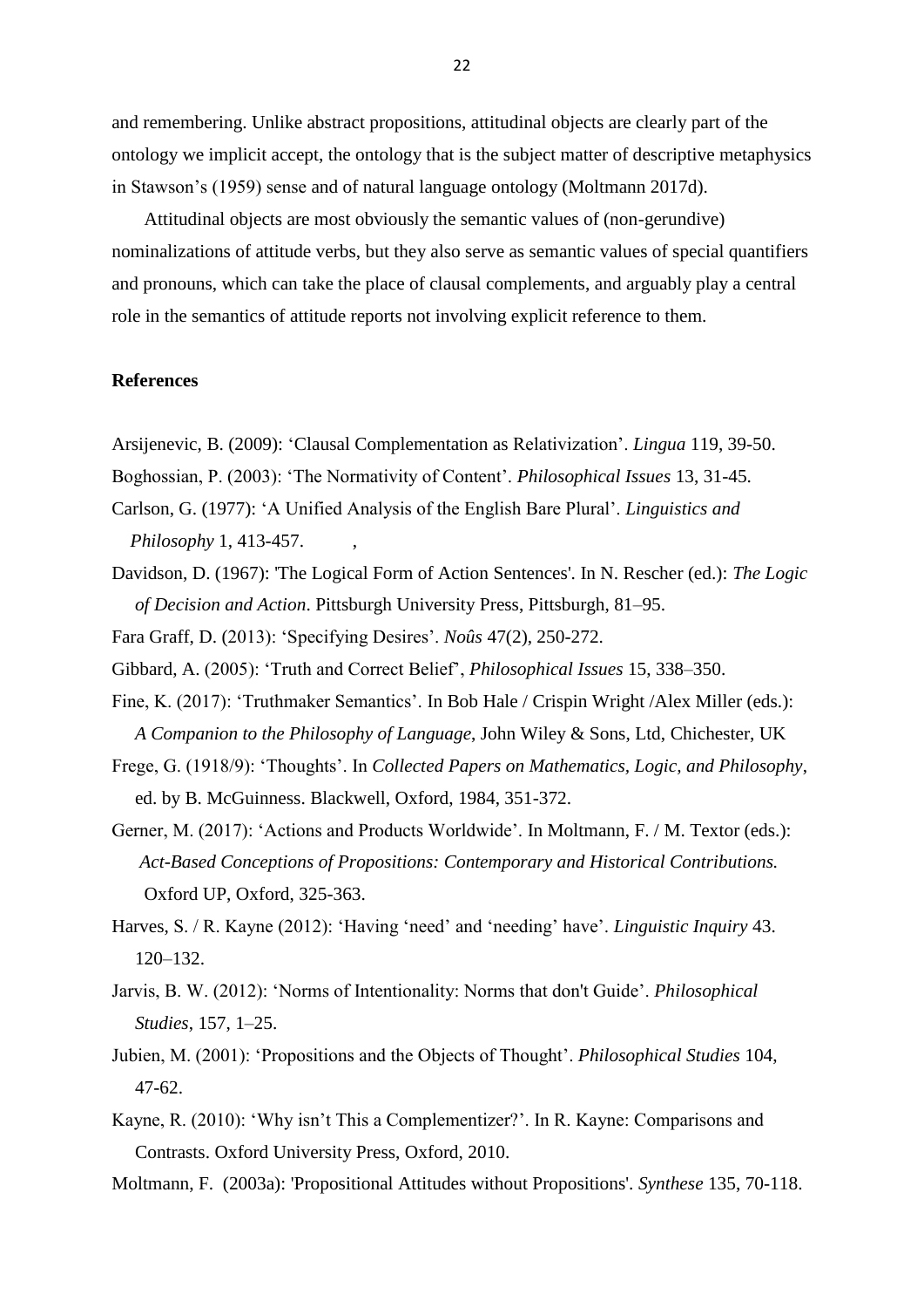and remembering. Unlike abstract propositions, attitudinal objects are clearly part of the ontology we implicit accept, the ontology that is the subject matter of descriptive metaphysics in Stawson's (1959) sense and of natural language ontology (Moltmann 2017d).

Attitudinal objects are most obviously the semantic values of (non-gerundive) nominalizations of attitude verbs, but they also serve as semantic values of special quantifiers and pronouns, which can take the place of clausal complements, and arguably play a central role in the semantics of attitude reports not involving explicit reference to them.

**References**

Arsijenevic, B. (2009): 'Clausal Complementation as Relativization'. *Lingua* 119, 39-50.

Boghossian, P. (2003): 'The Normativity of Content'. *Philosophical Issues* 13, 31-45.

Carlson, G. (1977): 'A Unified Analysis of the English Bare Plural'. *Linguistics and Philosophy* 1, 413-457. ,

Davidson, D. (1967): 'The Logical Form of Action Sentences'. In N. Rescher (ed.): *The Logic of Decision and Action*. Pittsburgh University Press, Pittsburgh, 81–95.

Fara Graff, D. (2013): 'Specifying Desires'. *Noûs* 47(2), 250-272.

Gibbard, A. (2005): 'Truth and Correct Belief', *Philosophical Issues* 15, 338–350.

Fine, K. (2017): 'Truthmaker Semantics'. In Bob Hale / Crispin Wright /Alex Miller (eds.): *A Companion to the Philosophy of Language*, John Wiley & Sons, Ltd, Chichester, UK

Frege, G. (1918/9): 'Thoughts'. In *Collected Papers on Mathematics, Logic, and Philosophy*, ed. by B. McGuinness. Blackwell, Oxford, 1984, 351-372.

Gerner, M. (2017): 'Actions and Products Worldwide'. In Moltmann, F. / M. Textor (eds.): *Act-Based Conceptions of Propositions: Contemporary and Historical Contributions.* Oxford UP, Oxford, 325-363.

Harves, S. / R. Kayne (2012): 'Having 'need' and 'needing' have'. *Linguistic Inquiry* 43. 120–132.

Jarvis, B. W. (2012): 'Norms of Intentionality: Norms that don't Guide'. *Philosophical Studies*, 157, 1–25.

Jubien, M. (2001): 'Propositions and the Objects of Thought'. *Philosophical Studies* 104, 47-62.

Kayne, R. (2010): 'Why isn't This a Complementizer?'. In R. Kayne: Comparisons and Contrasts. Oxford University Press, Oxford, 2010.

Moltmann, F. (2003a): 'Propositional Attitudes without Propositions'. *Synthese* 135, 70-118.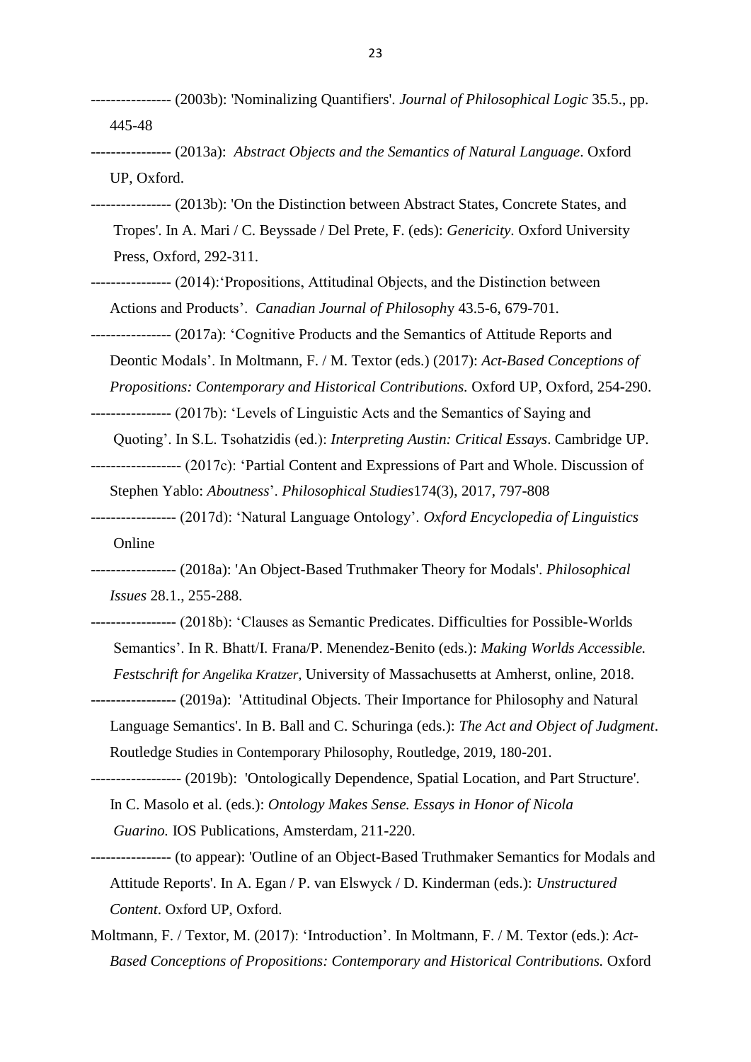---------------- (2003b): 'Nominalizing Quantifiers'. *Journal of Philosophical Logic* 35.5., pp. 445-48

---------------- (2013a): *Abstract Objects and the Semantics of Natural Language*. Oxford UP, Oxford.

---------------- (2013b): 'On the Distinction between Abstract States, Concrete States, and Tropes'. In A. Mari / C. Beyssade / Del Prete, F. (eds): *Genericity*. Oxford University Press, Oxford, 292-311.

---------------- (2014):'Propositions, Attitudinal Objects, and the Distinction between Actions and Products'. *Canadian Journal of Philosophy* 43.5-6, 679-701.

---------------- (2017a): 'Cognitive Products and the Semantics of Attitude Reports and Deontic Modals'. In Moltmann, F. / M. Textor (eds.) (2017): *Act-Based Conceptions of Propositions: Contemporary and Historical Contributions.* Oxford UP, Oxford, 254-290.

---------------- (2017b): 'Levels of Linguistic Acts and the Semantics of Saying and Quoting'. In S.L. Tsohatzidis (ed.): *Interpreting Austin: Critical Essays*. Cambridge UP.

------------------ (2017c): 'Partial Content and Expressions of Part and Whole. Discussion of Stephen Yablo: *Aboutness*'. *Philosophical Studies*174(3), 2017, 797-808

----------------- (2017d): 'Natural Language Ontology'. *Oxford Encyclopedia of Linguistics* Online

----------------- (2018a): 'An Object-Based Truthmaker Theory for Modals'. *Philosophical Issues* 28.1., 255-288.

----------------- (2018b): 'Clauses as Semantic Predicates. Difficulties for Possible-Worlds Semantics'. In R. Bhatt/I. Frana/P. Menendez-Benito (eds.): *Making Worlds Accessible. Festschrift for Angelika Kratzer*, University of Massachusetts at Amherst, online, 2018.

----------------- (2019a): 'Attitudinal Objects. Their Importance for Philosophy and Natural Language Semantics'. In B. Ball and C. Schuringa (eds.): *The Act and Object of Judgment*. Routledge Studies in Contemporary Philosophy, Routledge, 2019, 180-201.

------------------ (2019b): 'Ontologically Dependence, Spatial Location, and Part Structure'. In C. Masolo et al. (eds.): *Ontology Makes Sense. Essays in Honor of Nicola Guarino.* IOS Publications, Amsterdam, 211-220.

---------------- (to appear): 'Outline of an Object-Based Truthmaker Semantics for Modals and Attitude Reports'. In A. Egan / P. van Elswyck / D. Kinderman (eds.): *Unstructured Content*. Oxford UP, Oxford.

Moltmann, F. / Textor, M. (2017): 'Introduction'. In Moltmann, F. / M. Textor (eds.): *Act-Based Conceptions of Propositions: Contemporary and Historical Contributions.* Oxford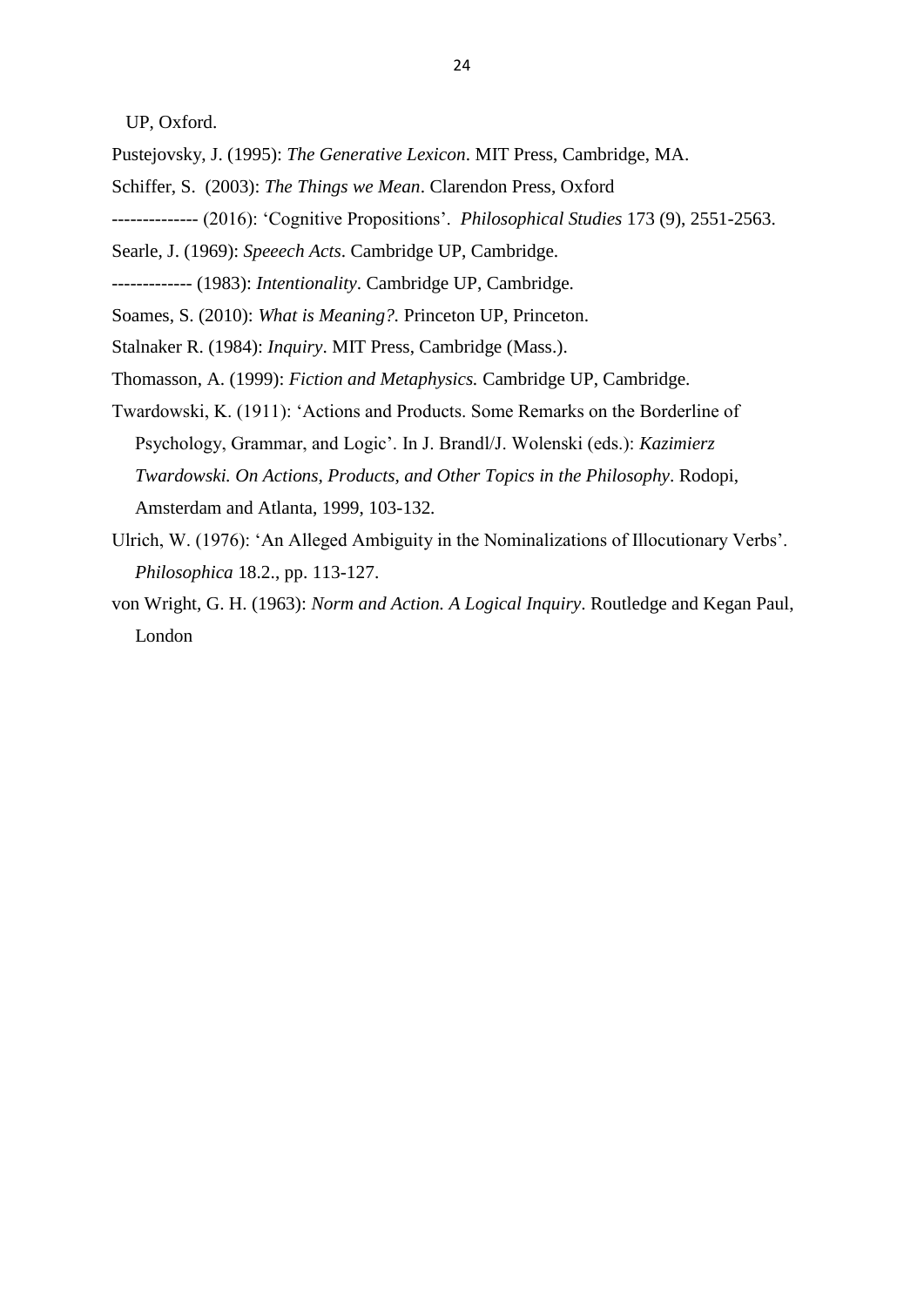UP, Oxford.

Pustejovsky, J. (1995): *The Generative Lexicon*. MIT Press, Cambridge, MA.

Schiffer, S. (2003): *The Things we Mean*. Clarendon Press, Oxford

-------------- (2016): 'Cognitive Propositions'. *Philosophical Studies* 173 (9), 2551-2563.

Searle, J. (1969): *Speeech Acts*. Cambridge UP, Cambridge.

------------- (1983): *Intentionality*. Cambridge UP, Cambridge.

Soames, S. (2010): *What is Meaning?.* Princeton UP, Princeton.

Stalnaker R. (1984): *Inquiry*. MIT Press, Cambridge (Mass.).

Thomasson, A. (1999): *Fiction and Metaphysics.* Cambridge UP, Cambridge.

Twardowski, K. (1911): 'Actions and Products. Some Remarks on the Borderline of Psychology, Grammar, and Logic'. In J. Brandl/J. Wolenski (eds.): *Kazimierz Twardowski. On Actions, Products, and Other Topics in the Philosophy*. Rodopi, Amsterdam and Atlanta, 1999, 103-132.

Ulrich, W. (1976): 'An Alleged Ambiguity in the Nominalizations of Illocutionary Verbs'. *Philosophica* 18.2., pp. 113-127.

von Wright, G. H. (1963): *Norm and Action. A Logical Inquiry*. Routledge and Kegan Paul, London